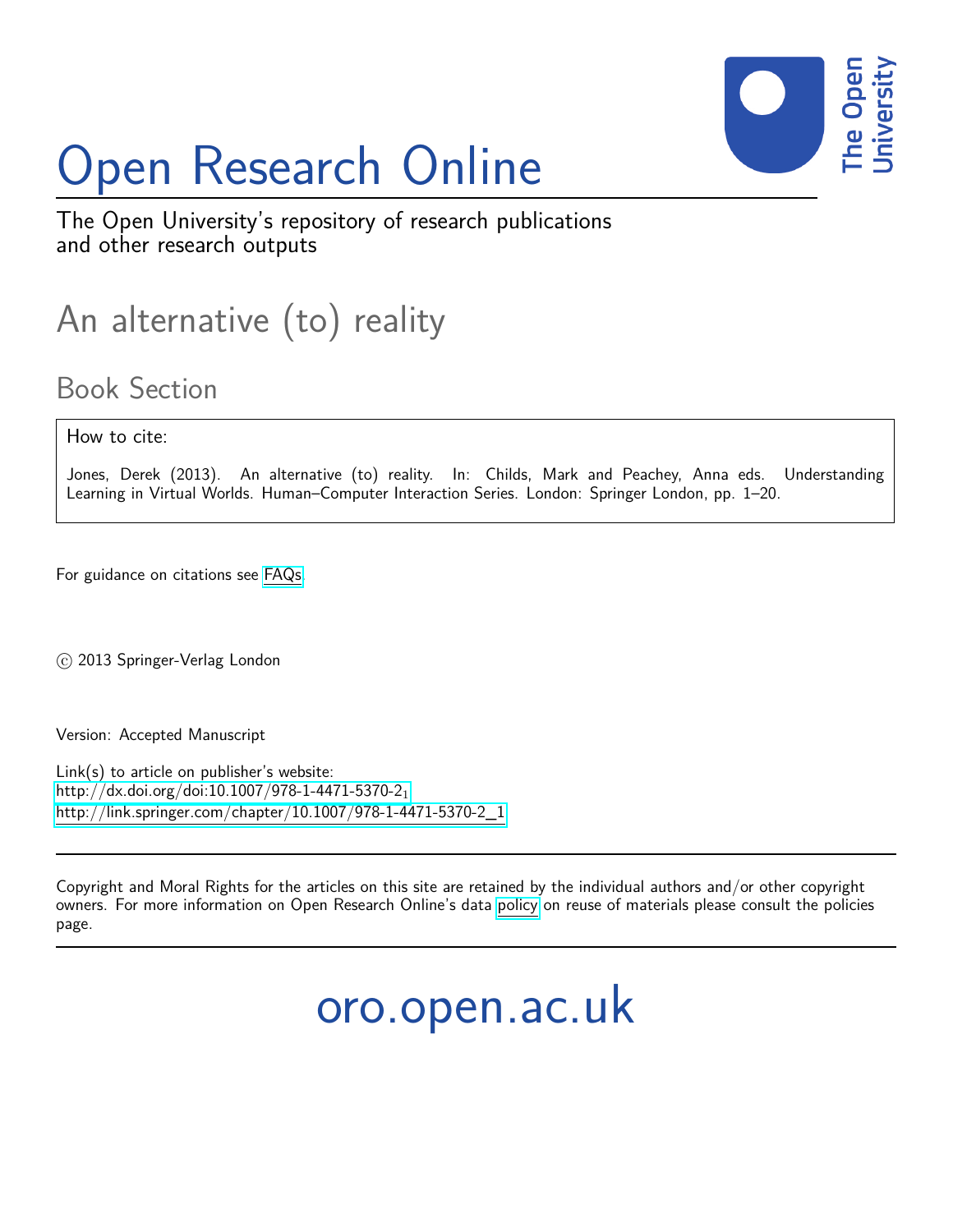# Open Research Online

The Open University's repository of research publications and other research outputs

## An alternative (to) reality

### Book Section

**How to cite:**

Jones, Derek (2013). An alternative (to) reality. In: Childs, Mark and Peachey, Anna eds. Understanding Learning in Virtual Worlds. Human–Computer Interaction Series. London: Springer London, pp. 1–20.

For guidance on citations see FAQs.

© 2013 Springer-Verlag London

Version: Accepted Manuscript

Link(s) to article on publisher's website:
http://dx.doi.org/doi:10.1007/978-1-4471-5370-2_1
http://link.springer.com/chapter/10.1007/978-1-4471-5370-2_1

Copyright and Moral Rights for the articles on this site are retained by the individual authors and/or other copyright owners. For more information on Open Research Online's data policy on reuse of materials please consult the policies page.

oro.open.ac.uk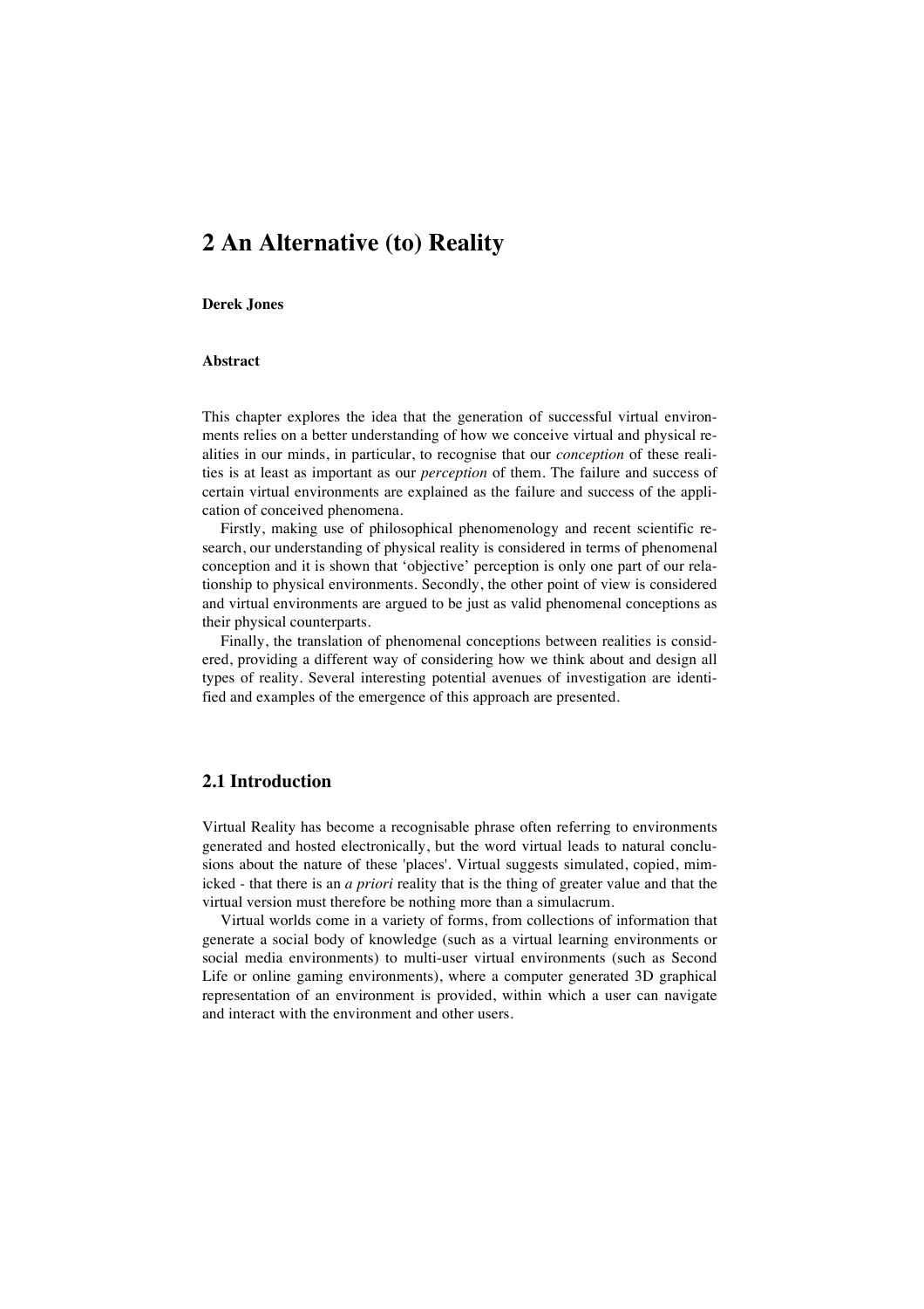# 2 An Alternative (to) Reality

**Derek Jones**

**Abstract**

This chapter explores the idea that the generation of successful virtual environments relies on a better understanding of how we conceive virtual and physical realities in our minds, in particular, to recognise that our *conception* of these realities is at least as important as our *perception* of them. The failure and success of certain virtual environments are explained as the failure and success of the application of conceived phenomena.

Firstly, making use of philosophical phenomenology and recent scientific research, our understanding of physical reality is considered in terms of phenomenal conception and it is shown that 'objective' perception is only one part of our relationship to physical environments. Secondly, the other point of view is considered and virtual environments are argued to be just as valid phenomenal conceptions as their physical counterparts.

Finally, the translation of phenomenal conceptions between realities is considered, providing a different way of considering how we think about and design all types of reality. Several interesting potential avenues of investigation are identified and examples of the emergence of this approach are presented.

## 2.1 Introduction

Virtual Reality has become a recognisable phrase often referring to environments generated and hosted electronically, but the word virtual leads to natural conclusions about the nature of these 'places'. Virtual suggests simulated, copied, mimicked - that there is an *a priori* reality that is the thing of greater value and that the virtual version must therefore be nothing more than a simulacrum.

Virtual worlds come in a variety of forms, from collections of information that generate a social body of knowledge (such as a virtual learning environments or social media environments) to multi-user virtual environments (such as Second Life or online gaming environments), where a computer generated 3D graphical representation of an environment is provided, within which a user can navigate and interact with the environment and other users.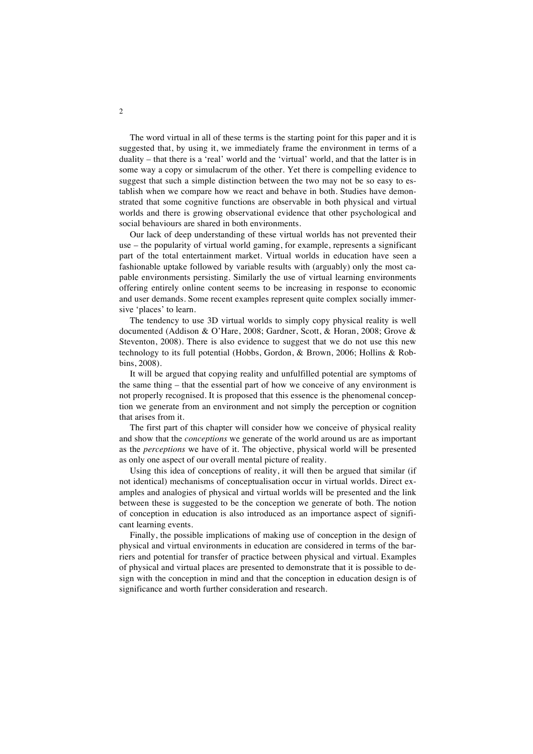The word virtual in all of these terms is the starting point for this paper and it is suggested that, by using it, we immediately frame the environment in terms of a duality – that there is a 'real' world and the 'virtual' world, and that the latter is in some way a copy or simulacrum of the other. Yet there is compelling evidence to suggest that such a simple distinction between the two may not be so easy to establish when we compare how we react and behave in both. Studies have demonstrated that some cognitive functions are observable in both physical and virtual worlds and there is growing observational evidence that other psychological and social behaviours are shared in both environments.

Our lack of deep understanding of these virtual worlds has not prevented their use – the popularity of virtual world gaming, for example, represents a significant part of the total entertainment market. Virtual worlds in education have seen a fashionable uptake followed by variable results with (arguably) only the most capable environments persisting. Similarly the use of virtual learning environments offering entirely online content seems to be increasing in response to economic and user demands. Some recent examples represent quite complex socially immersive 'places' to learn.

The tendency to use 3D virtual worlds to simply copy physical reality is well documented (Addison & O'Hare, 2008; Gardner, Scott, & Horan, 2008; Grove & Steventon, 2008). There is also evidence to suggest that we do not use this new technology to its full potential (Hobbs, Gordon, & Brown, 2006; Hollins & Robbins, 2008).

It will be argued that copying reality and unfulfilled potential are symptoms of the same thing – that the essential part of how we conceive of any environment is not properly recognised. It is proposed that this essence is the phenomenal conception we generate from an environment and not simply the perception or cognition that arises from it.

The first part of this chapter will consider how we conceive of physical reality and show that the *conceptions* we generate of the world around us are as important as the *perceptions* we have of it. The objective, physical world will be presented as only one aspect of our overall mental picture of reality.

Using this idea of conceptions of reality, it will then be argued that similar (if not identical) mechanisms of conceptualisation occur in virtual worlds. Direct examples and analogies of physical and virtual worlds will be presented and the link between these is suggested to be the conception we generate of both. The notion of conception in education is also introduced as an importance aspect of significant learning events.

Finally, the possible implications of making use of conception in the design of physical and virtual environments in education are considered in terms of the barriers and potential for transfer of practice between physical and virtual. Examples of physical and virtual places are presented to demonstrate that it is possible to design with the conception in mind and that the conception in education design is of significance and worth further consideration and research.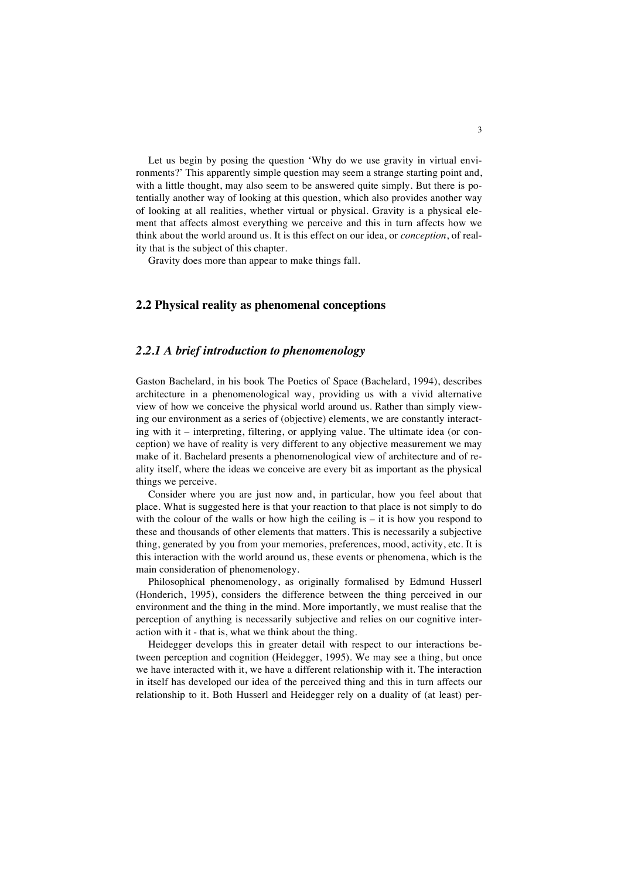Let us begin by posing the question 'Why do we use gravity in virtual environments?' This apparently simple question may seem a strange starting point and, with a little thought, may also seem to be answered quite simply. But there is potentially another way of looking at this question, which also provides another way of looking at all realities, whether virtual or physical. Gravity is a physical element that affects almost everything we perceive and this in turn affects how we think about the world around us. It is this effect on our idea, or *conception*, of reality that is the subject of this chapter.

Gravity does more than appear to make things fall.

## 2.2 Physical reality as phenomenal conceptions

### *2.2.1 A brief introduction to phenomenology*

Gaston Bachelard, in his book The Poetics of Space (Bachelard, 1994), describes architecture in a phenomenological way, providing us with a vivid alternative view of how we conceive the physical world around us. Rather than simply viewing our environment as a series of (objective) elements, we are constantly interacting with it – interpreting, filtering, or applying value. The ultimate idea (or conception) we have of reality is very different to any objective measurement we may make of it. Bachelard presents a phenomenological view of architecture and of reality itself, where the ideas we conceive are every bit as important as the physical things we perceive.

Consider where you are just now and, in particular, how you feel about that place. What is suggested here is that your reaction to that place is not simply to do with the colour of the walls or how high the ceiling is – it is how you respond to these and thousands of other elements that matters. This is necessarily a subjective thing, generated by you from your memories, preferences, mood, activity, etc. It is this interaction with the world around us, these events or phenomena, which is the main consideration of phenomenology.

Philosophical phenomenology, as originally formalised by Edmund Husserl (Honderich, 1995), considers the difference between the thing perceived in our environment and the thing in the mind. More importantly, we must realise that the perception of anything is necessarily subjective and relies on our cognitive interaction with it - that is, what we think about the thing.

Heidegger develops this in greater detail with respect to our interactions between perception and cognition (Heidegger, 1995). We may see a thing, but once we have interacted with it, we have a different relationship with it. The interaction in itself has developed our idea of the perceived thing and this in turn affects our relationship to it. Both Husserl and Heidegger rely on a duality of (at least) per-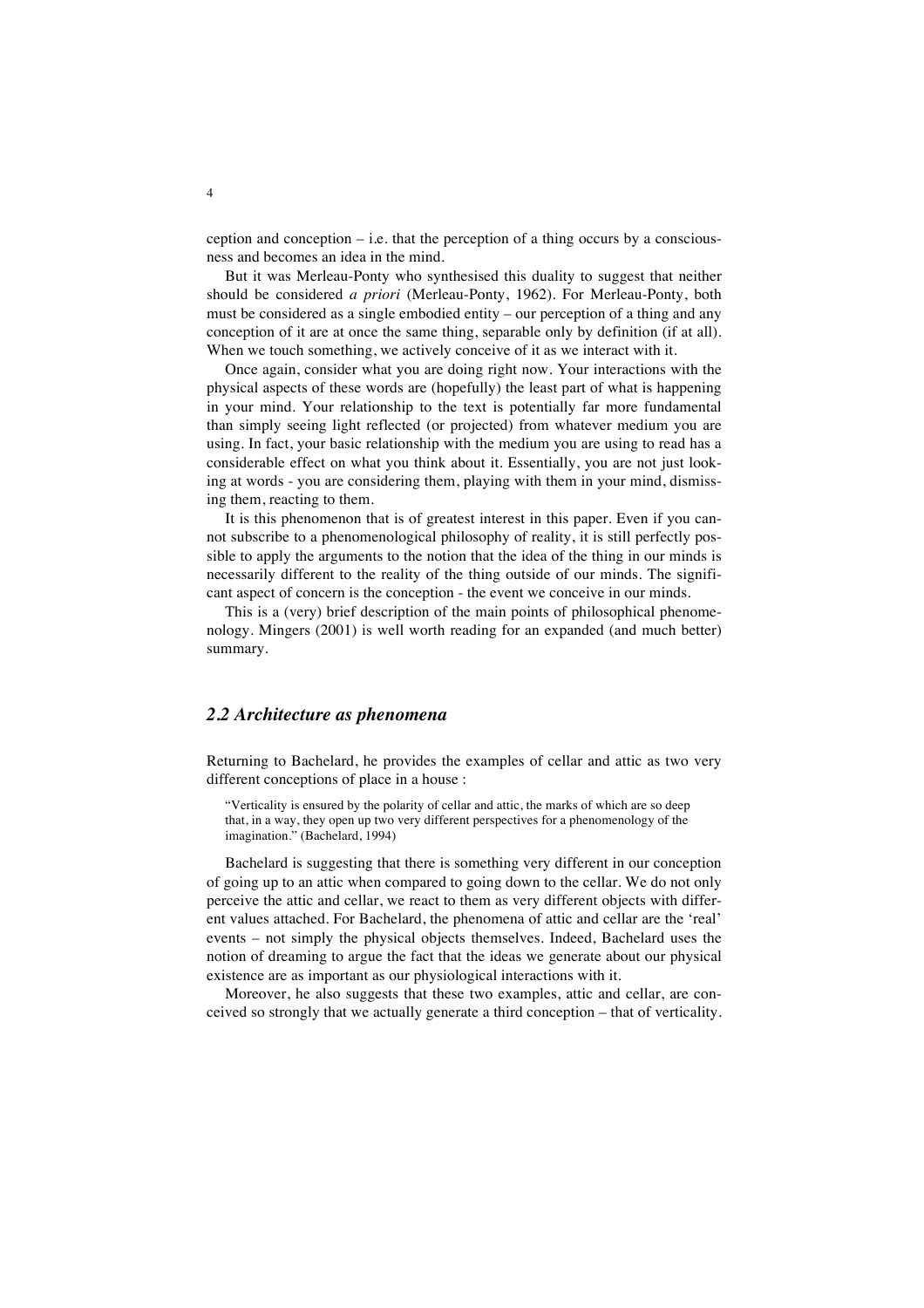ception and conception – i.e. that the perception of a thing occurs by a consciousness and becomes an idea in the mind.

But it was Merleau-Ponty who synthesised this duality to suggest that neither should be considered *a priori* (Merleau-Ponty, 1962). For Merleau-Ponty, both must be considered as a single embodied entity – our perception of a thing and any conception of it are at once the same thing, separable only by definition (if at all). When we touch something, we actively conceive of it as we interact with it.

Once again, consider what you are doing right now. Your interactions with the physical aspects of these words are (hopefully) the least part of what is happening in your mind. Your relationship to the text is potentially far more fundamental than simply seeing light reflected (or projected) from whatever medium you are using. In fact, your basic relationship with the medium you are using to read has a considerable effect on what you think about it. Essentially, you are not just looking at words - you are considering them, playing with them in your mind, dismissing them, reacting to them.

It is this phenomenon that is of greatest interest in this paper. Even if you cannot subscribe to a phenomenological philosophy of reality, it is still perfectly possible to apply the arguments to the notion that the idea of the thing in our minds is necessarily different to the reality of the thing outside of our minds. The significant aspect of concern is the conception - the event we conceive in our minds.

This is a (very) brief description of the main points of philosophical phenomenology. Mingers (2001) is well worth reading for an expanded (and much better) summary.

## *2.2 Architecture as phenomena*

Returning to Bachelard, he provides the examples of cellar and attic as two very different conceptions of place in a house :

> "Verticality is ensured by the polarity of cellar and attic, the marks of which are so deep that, in a way, they open up two very different perspectives for a phenomenology of the imagination." (Bachelard, 1994)

Bachelard is suggesting that there is something very different in our conception of going up to an attic when compared to going down to the cellar. We do not only perceive the attic and cellar, we react to them as very different objects with different values attached. For Bachelard, the phenomena of attic and cellar are the 'real' events – not simply the physical objects themselves. Indeed, Bachelard uses the notion of dreaming to argue the fact that the ideas we generate about our physical existence are as important as our physiological interactions with it.

Moreover, he also suggests that these two examples, attic and cellar, are conceived so strongly that we actually generate a third conception – that of verticality.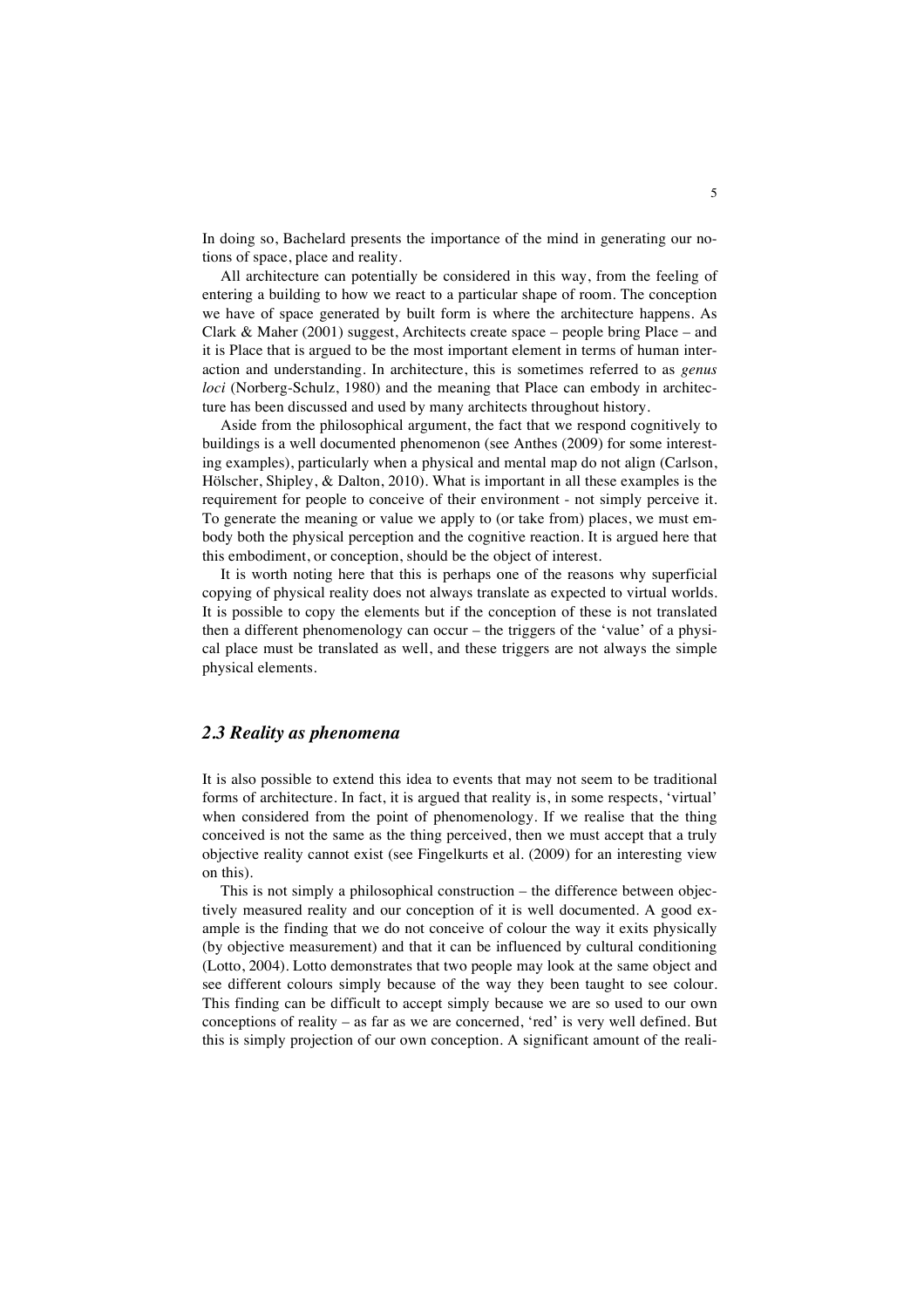In doing so, Bachelard presents the importance of the mind in generating our notions of space, place and reality.

All architecture can potentially be considered in this way, from the feeling of entering a building to how we react to a particular shape of room. The conception we have of space generated by built form is where the architecture happens. As Clark & Maher (2001) suggest, Architects create space – people bring Place – and it is Place that is argued to be the most important element in terms of human interaction and understanding. In architecture, this is sometimes referred to as *genus loci* (Norberg-Schulz, 1980) and the meaning that Place can embody in architecture has been discussed and used by many architects throughout history.

Aside from the philosophical argument, the fact that we respond cognitively to buildings is a well documented phenomenon (see Anthes (2009) for some interesting examples), particularly when a physical and mental map do not align (Carlson, Hölscher, Shipley, & Dalton, 2010). What is important in all these examples is the requirement for people to conceive of their environment - not simply perceive it. To generate the meaning or value we apply to (or take from) places, we must embody both the physical perception and the cognitive reaction. It is argued here that this embodiment, or conception, should be the object of interest.

It is worth noting here that this is perhaps one of the reasons why superficial copying of physical reality does not always translate as expected to virtual worlds. It is possible to copy the elements but if the conception of these is not translated then a different phenomenology can occur – the triggers of the 'value' of a physical place must be translated as well, and these triggers are not always the simple physical elements.

### *2.3 Reality as phenomena*

It is also possible to extend this idea to events that may not seem to be traditional forms of architecture. In fact, it is argued that reality is, in some respects, 'virtual' when considered from the point of phenomenology. If we realise that the thing conceived is not the same as the thing perceived, then we must accept that a truly objective reality cannot exist (see Fingelkurts et al. (2009) for an interesting view on this).

This is not simply a philosophical construction – the difference between objectively measured reality and our conception of it is well documented. A good example is the finding that we do not conceive of colour the way it exits physically (by objective measurement) and that it can be influenced by cultural conditioning (Lotto, 2004). Lotto demonstrates that two people may look at the same object and see different colours simply because of the way they been taught to see colour. This finding can be difficult to accept simply because we are so used to our own conceptions of reality – as far as we are concerned, 'red' is very well defined. But this is simply projection of our own conception. A significant amount of the reali-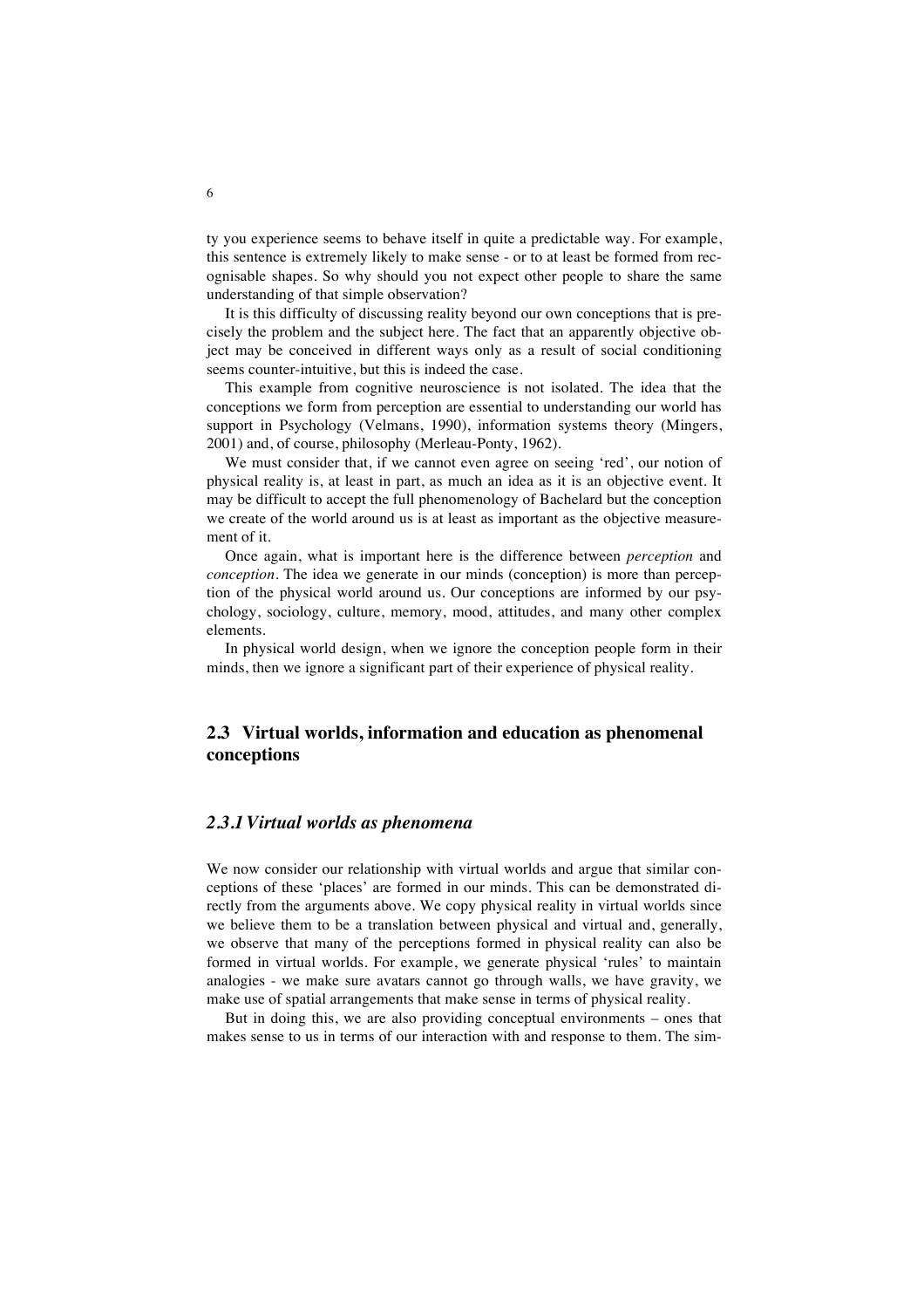ty you experience seems to behave itself in quite a predictable way. For example, this sentence is extremely likely to make sense - or to at least be formed from recognisable shapes. So why should you not expect other people to share the same understanding of that simple observation?

It is this difficulty of discussing reality beyond our own conceptions that is precisely the problem and the subject here. The fact that an apparently objective object may be conceived in different ways only as a result of social conditioning seems counter-intuitive, but this is indeed the case.

This example from cognitive neuroscience is not isolated. The idea that the conceptions we form from perception are essential to understanding our world has support in Psychology (Velmans, 1990), information systems theory (Mingers, 2001) and, of course, philosophy (Merleau-Ponty, 1962).

We must consider that, if we cannot even agree on seeing 'red', our notion of physical reality is, at least in part, as much an idea as it is an objective event. It may be difficult to accept the full phenomenology of Bachelard but the conception we create of the world around us is at least as important as the objective measurement of it.

Once again, what is important here is the difference between *perception* and *conception*. The idea we generate in our minds (conception) is more than perception of the physical world around us. Our conceptions are informed by our psychology, sociology, culture, memory, mood, attitudes, and many other complex elements.

In physical world design, when we ignore the conception people form in their minds, then we ignore a significant part of their experience of physical reality.

## 2.3 Virtual worlds, information and education as phenomenal conceptions

### *2.3.1 Virtual worlds as phenomena*

We now consider our relationship with virtual worlds and argue that similar conceptions of these 'places' are formed in our minds. This can be demonstrated directly from the arguments above. We copy physical reality in virtual worlds since we believe them to be a translation between physical and virtual and, generally, we observe that many of the perceptions formed in physical reality can also be formed in virtual worlds. For example, we generate physical 'rules' to maintain analogies - we make sure avatars cannot go through walls, we have gravity, we make use of spatial arrangements that make sense in terms of physical reality.

But in doing this, we are also providing conceptual environments – ones that makes sense to us in terms of our interaction with and response to them. The sim-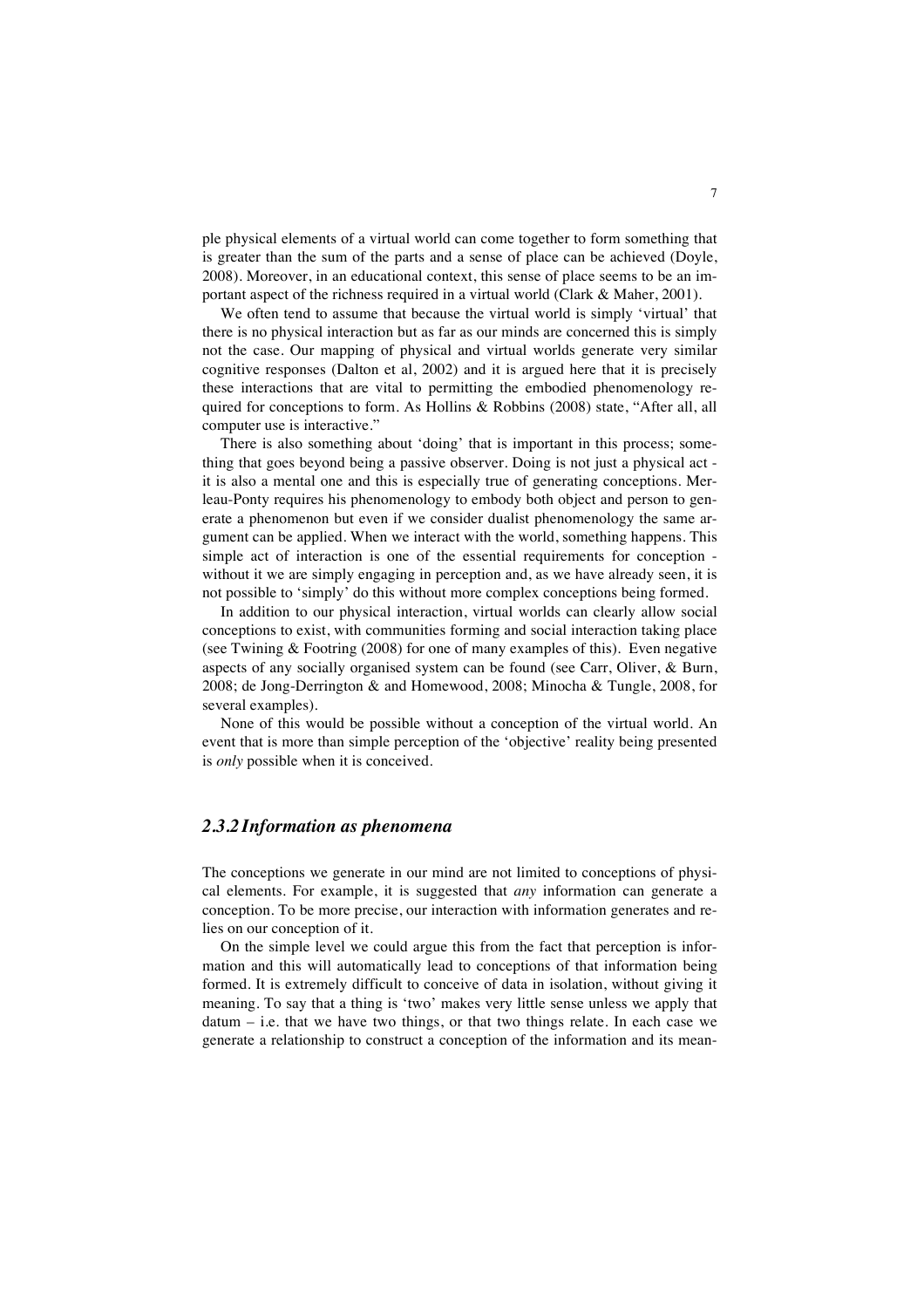ple physical elements of a virtual world can come together to form something that is greater than the sum of the parts and a sense of place can be achieved (Doyle, 2008). Moreover, in an educational context, this sense of place seems to be an important aspect of the richness required in a virtual world (Clark & Maher, 2001).

We often tend to assume that because the virtual world is simply 'virtual' that there is no physical interaction but as far as our minds are concerned this is simply not the case. Our mapping of physical and virtual worlds generate very similar cognitive responses (Dalton et al, 2002) and it is argued here that it is precisely these interactions that are vital to permitting the embodied phenomenology required for conceptions to form. As Hollins & Robbins (2008) state, "After all, all computer use is interactive."

There is also something about 'doing' that is important in this process; something that goes beyond being a passive observer. Doing is not just a physical act - it is also a mental one and this is especially true of generating conceptions. Merleau-Ponty requires his phenomenology to embody both object and person to generate a phenomenon but even if we consider dualist phenomenology the same argument can be applied. When we interact with the world, something happens. This simple act of interaction is one of the essential requirements for conception - without it we are simply engaging in perception and, as we have already seen, it is not possible to 'simply' do this without more complex conceptions being formed.

In addition to our physical interaction, virtual worlds can clearly allow social conceptions to exist, with communities forming and social interaction taking place (see Twining & Footring (2008) for one of many examples of this). Even negative aspects of any socially organised system can be found (see Carr, Oliver, & Burn, 2008; de Jong-Derrington & and Homewood, 2008; Minocha & Tungle, 2008, for several examples).

None of this would be possible without a conception of the virtual world. An event that is more than simple perception of the 'objective' reality being presented is *only* possible when it is conceived.

### *2.3.2 Information as phenomena*

The conceptions we generate in our mind are not limited to conceptions of physical elements. For example, it is suggested that *any* information can generate a conception. To be more precise, our interaction with information generates and relies on our conception of it.

On the simple level we could argue this from the fact that perception is information and this will automatically lead to conceptions of that information being formed. It is extremely difficult to conceive of data in isolation, without giving it meaning. To say that a thing is 'two' makes very little sense unless we apply that datum – i.e. that we have two things, or that two things relate. In each case we generate a relationship to construct a conception of the information and its mean-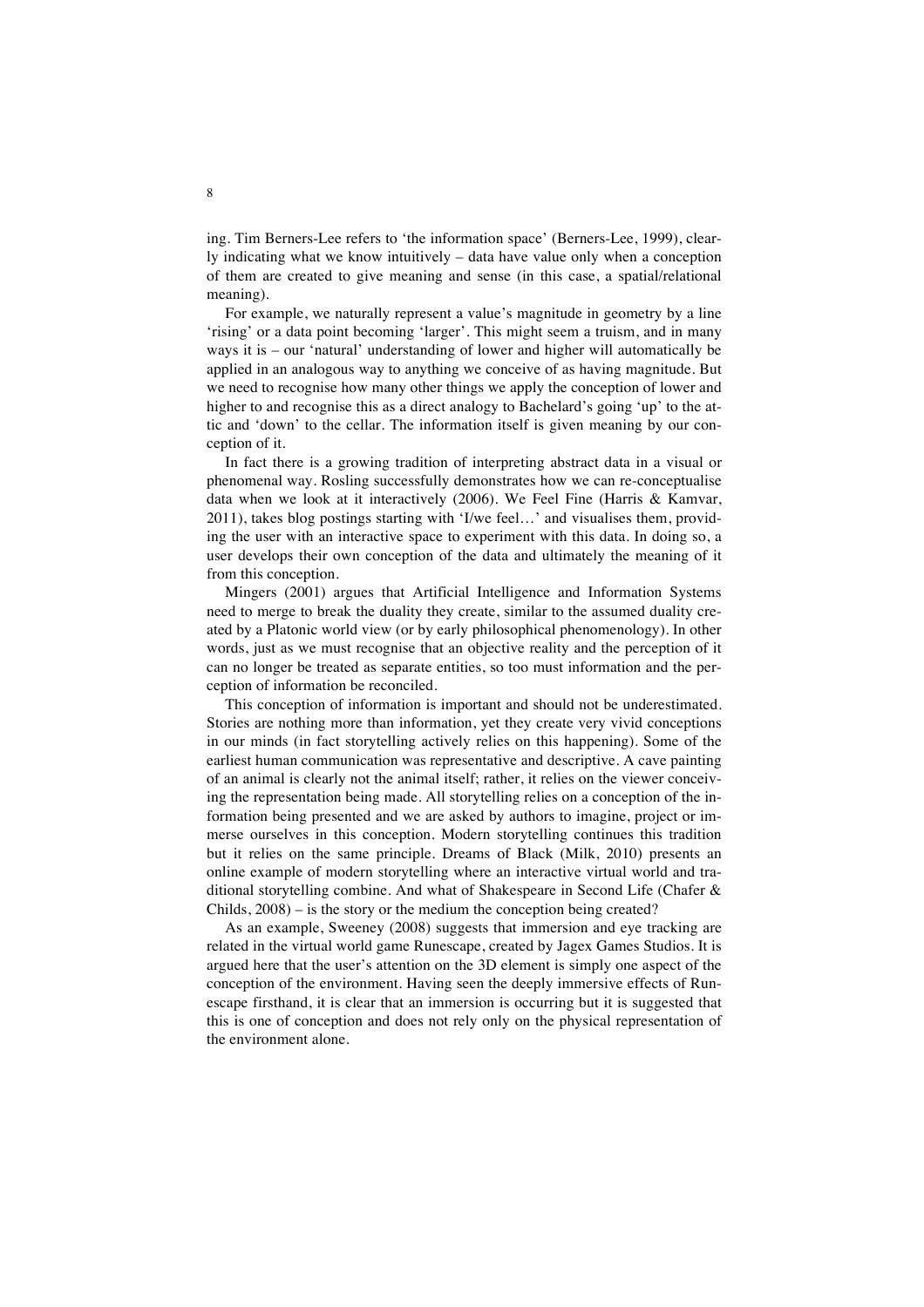ing. Tim Berners-Lee refers to 'the information space' (Berners-Lee, 1999), clearly indicating what we know intuitively – data have value only when a conception of them are created to give meaning and sense (in this case, a spatial/relational meaning).

For example, we naturally represent a value's magnitude in geometry by a line 'rising' or a data point becoming 'larger'. This might seem a truism, and in many ways it is – our 'natural' understanding of lower and higher will automatically be applied in an analogous way to anything we conceive of as having magnitude. But we need to recognise how many other things we apply the conception of lower and higher to and recognise this as a direct analogy to Bachelard's going 'up' to the attic and 'down' to the cellar. The information itself is given meaning by our conception of it.

In fact there is a growing tradition of interpreting abstract data in a visual or phenomenal way. Rosling successfully demonstrates how we can re-conceptualise data when we look at it interactively (2006). We Feel Fine (Harris & Kamvar, 2011), takes blog postings starting with 'I/we feel…' and visualises them, providing the user with an interactive space to experiment with this data. In doing so, a user develops their own conception of the data and ultimately the meaning of it from this conception.

Mingers (2001) argues that Artificial Intelligence and Information Systems need to merge to break the duality they create, similar to the assumed duality created by a Platonic world view (or by early philosophical phenomenology). In other words, just as we must recognise that an objective reality and the perception of it can no longer be treated as separate entities, so too must information and the perception of information be reconciled.

This conception of information is important and should not be underestimated. Stories are nothing more than information, yet they create very vivid conceptions in our minds (in fact storytelling actively relies on this happening). Some of the earliest human communication was representative and descriptive. A cave painting of an animal is clearly not the animal itself; rather, it relies on the viewer conceiving the representation being made. All storytelling relies on a conception of the information being presented and we are asked by authors to imagine, project or immerse ourselves in this conception. Modern storytelling continues this tradition but it relies on the same principle. Dreams of Black (Milk, 2010) presents an online example of modern storytelling where an interactive virtual world and traditional storytelling combine. And what of Shakespeare in Second Life (Chafer & Childs, 2008) – is the story or the medium the conception being created?

As an example, Sweeney (2008) suggests that immersion and eye tracking are related in the virtual world game Runescape, created by Jagex Games Studios. It is argued here that the user's attention on the 3D element is simply one aspect of the conception of the environment. Having seen the deeply immersive effects of Runescape firsthand, it is clear that an immersion is occurring but it is suggested that this is one of conception and does not rely only on the physical representation of the environment alone.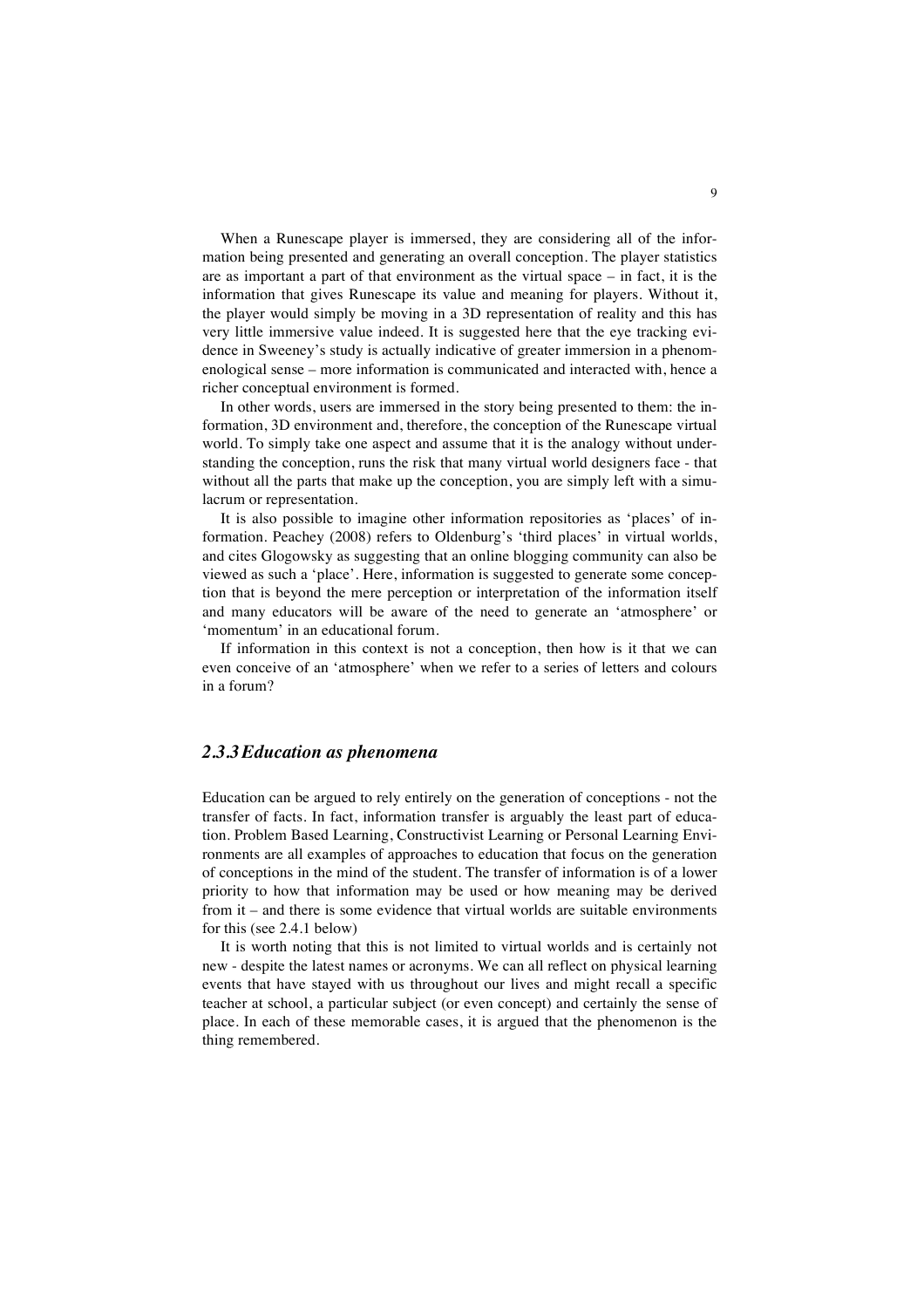When a Runescape player is immersed, they are considering all of the information being presented and generating an overall conception. The player statistics are as important a part of that environment as the virtual space – in fact, it is the information that gives Runescape its value and meaning for players. Without it, the player would simply be moving in a 3D representation of reality and this has very little immersive value indeed. It is suggested here that the eye tracking evidence in Sweeney's study is actually indicative of greater immersion in a phenomenological sense – more information is communicated and interacted with, hence a richer conceptual environment is formed.

In other words, users are immersed in the story being presented to them: the information, 3D environment and, therefore, the conception of the Runescape virtual world. To simply take one aspect and assume that it is the analogy without understanding the conception, runs the risk that many virtual world designers face - that without all the parts that make up the conception, you are simply left with a simulacrum or representation.

It is also possible to imagine other information repositories as 'places' of information. Peachey (2008) refers to Oldenburg's 'third places' in virtual worlds, and cites Glogowsky as suggesting that an online blogging community can also be viewed as such a 'place'. Here, information is suggested to generate some conception that is beyond the mere perception or interpretation of the information itself and many educators will be aware of the need to generate an 'atmosphere' or 'momentum' in an educational forum.

If information in this context is not a conception, then how is it that we can even conceive of an 'atmosphere' when we refer to a series of letters and colours in a forum?

### *2.3.3 Education as phenomena*

Education can be argued to rely entirely on the generation of conceptions - not the transfer of facts. In fact, information transfer is arguably the least part of education. Problem Based Learning, Constructivist Learning or Personal Learning Environments are all examples of approaches to education that focus on the generation of conceptions in the mind of the student. The transfer of information is of a lower priority to how that information may be used or how meaning may be derived from it – and there is some evidence that virtual worlds are suitable environments for this (see 2.4.1 below)

It is worth noting that this is not limited to virtual worlds and is certainly not new - despite the latest names or acronyms. We can all reflect on physical learning events that have stayed with us throughout our lives and might recall a specific teacher at school, a particular subject (or even concept) and certainly the sense of place. In each of these memorable cases, it is argued that the phenomenon is the thing remembered.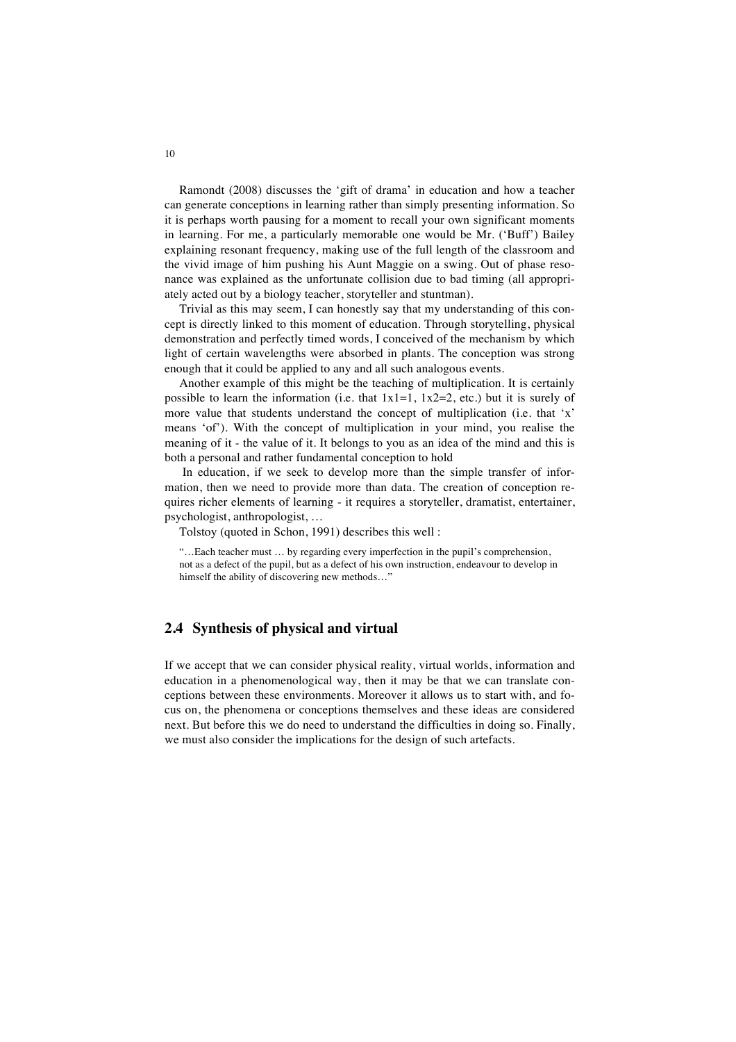Ramondt (2008) discusses the 'gift of drama' in education and how a teacher can generate conceptions in learning rather than simply presenting information. So it is perhaps worth pausing for a moment to recall your own significant moments in learning. For me, a particularly memorable one would be Mr. ('Buff') Bailey explaining resonant frequency, making use of the full length of the classroom and the vivid image of him pushing his Aunt Maggie on a swing. Out of phase resonance was explained as the unfortunate collision due to bad timing (all appropriately acted out by a biology teacher, storyteller and stuntman).

Trivial as this may seem, I can honestly say that my understanding of this concept is directly linked to this moment of education. Through storytelling, physical demonstration and perfectly timed words, I conceived of the mechanism by which light of certain wavelengths were absorbed in plants. The conception was strong enough that it could be applied to any and all such analogous events.

Another example of this might be the teaching of multiplication. It is certainly possible to learn the information (i.e. that 1x1=1, 1x2=2, etc.) but it is surely of more value that students understand the concept of multiplication (i.e. that 'x' means 'of'). With the concept of multiplication in your mind, you realise the meaning of it - the value of it. It belongs to you as an idea of the mind and this is both a personal and rather fundamental conception to hold

In education, if we seek to develop more than the simple transfer of information, then we need to provide more than data. The creation of conception requires richer elements of learning - it requires a storyteller, dramatist, entertainer, psychologist, anthropologist, …

Tolstoy (quoted in Schon, 1991) describes this well :

> "…Each teacher must … by regarding every imperfection in the pupil's comprehension, not as a defect of the pupil, but as a defect of his own instruction, endeavour to develop in himself the ability of discovering new methods…"

## 2.4 Synthesis of physical and virtual

If we accept that we can consider physical reality, virtual worlds, information and education in a phenomenological way, then it may be that we can translate conceptions between these environments. Moreover it allows us to start with, and focus on, the phenomena or conceptions themselves and these ideas are considered next. But before this we do need to understand the difficulties in doing so. Finally, we must also consider the implications for the design of such artefacts.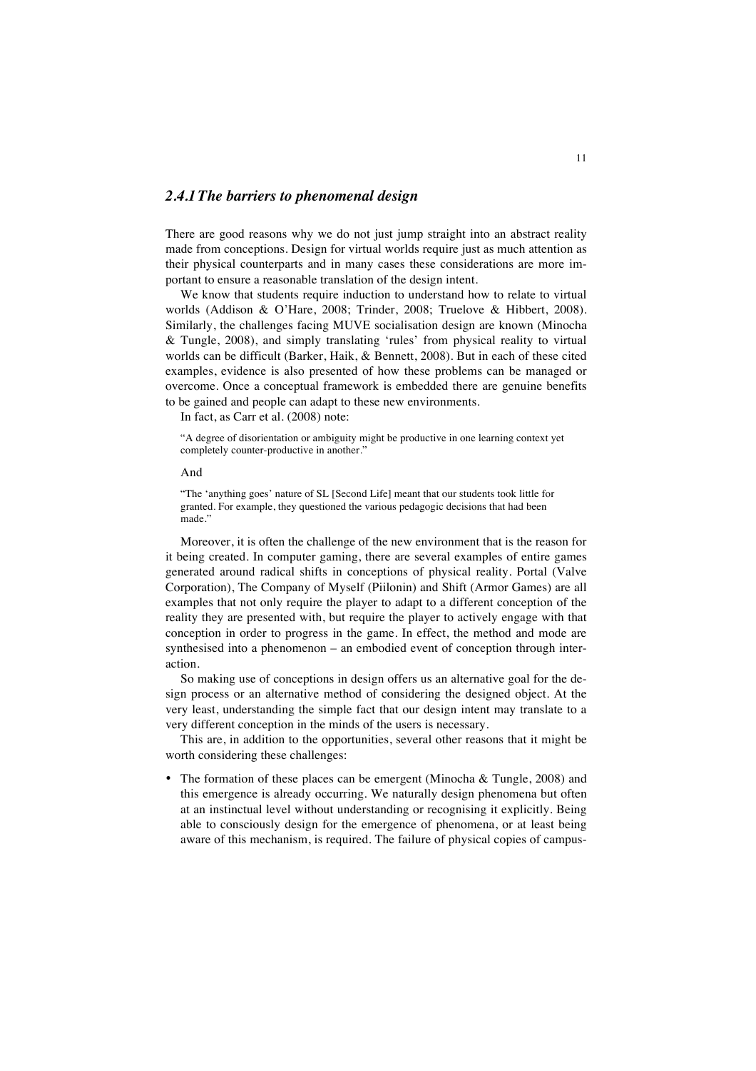### *2.4.1 The barriers to phenomenal design*

There are good reasons why we do not just jump straight into an abstract reality made from conceptions. Design for virtual worlds require just as much attention as their physical counterparts and in many cases these considerations are more important to ensure a reasonable translation of the design intent.

We know that students require induction to understand how to relate to virtual worlds (Addison & O'Hare, 2008; Trinder, 2008; Truelove & Hibbert, 2008). Similarly, the challenges facing MUVE socialisation design are known (Minocha & Tungle, 2008), and simply translating 'rules' from physical reality to virtual worlds can be difficult (Barker, Haik, & Bennett, 2008). But in each of these cited examples, evidence is also presented of how these problems can be managed or overcome. Once a conceptual framework is embedded there are genuine benefits to be gained and people can adapt to these new environments.

In fact, as Carr et al. (2008) note:

> "A degree of disorientation or ambiguity might be productive in one learning context yet completely counter-productive in another."

And

> "The 'anything goes' nature of SL [Second Life] meant that our students took little for granted. For example, they questioned the various pedagogic decisions that had been made."

Moreover, it is often the challenge of the new environment that is the reason for it being created. In computer gaming, there are several examples of entire games generated around radical shifts in conceptions of physical reality. Portal (Valve Corporation), The Company of Myself (Piilonin) and Shift (Armor Games) are all examples that not only require the player to adapt to a different conception of the reality they are presented with, but require the player to actively engage with that conception in order to progress in the game. In effect, the method and mode are synthesised into a phenomenon – an embodied event of conception through interaction.

So making use of conceptions in design offers us an alternative goal for the design process or an alternative method of considering the designed object. At the very least, understanding the simple fact that our design intent may translate to a very different conception in the minds of the users is necessary.

This are, in addition to the opportunities, several other reasons that it might be worth considering these challenges:

- The formation of these places can be emergent (Minocha & Tungle, 2008) and this emergence is already occurring. We naturally design phenomena but often at an instinctual level without understanding or recognising it explicitly. Being able to consciously design for the emergence of phenomena, or at least being aware of this mechanism, is required. The failure of physical copies of campus-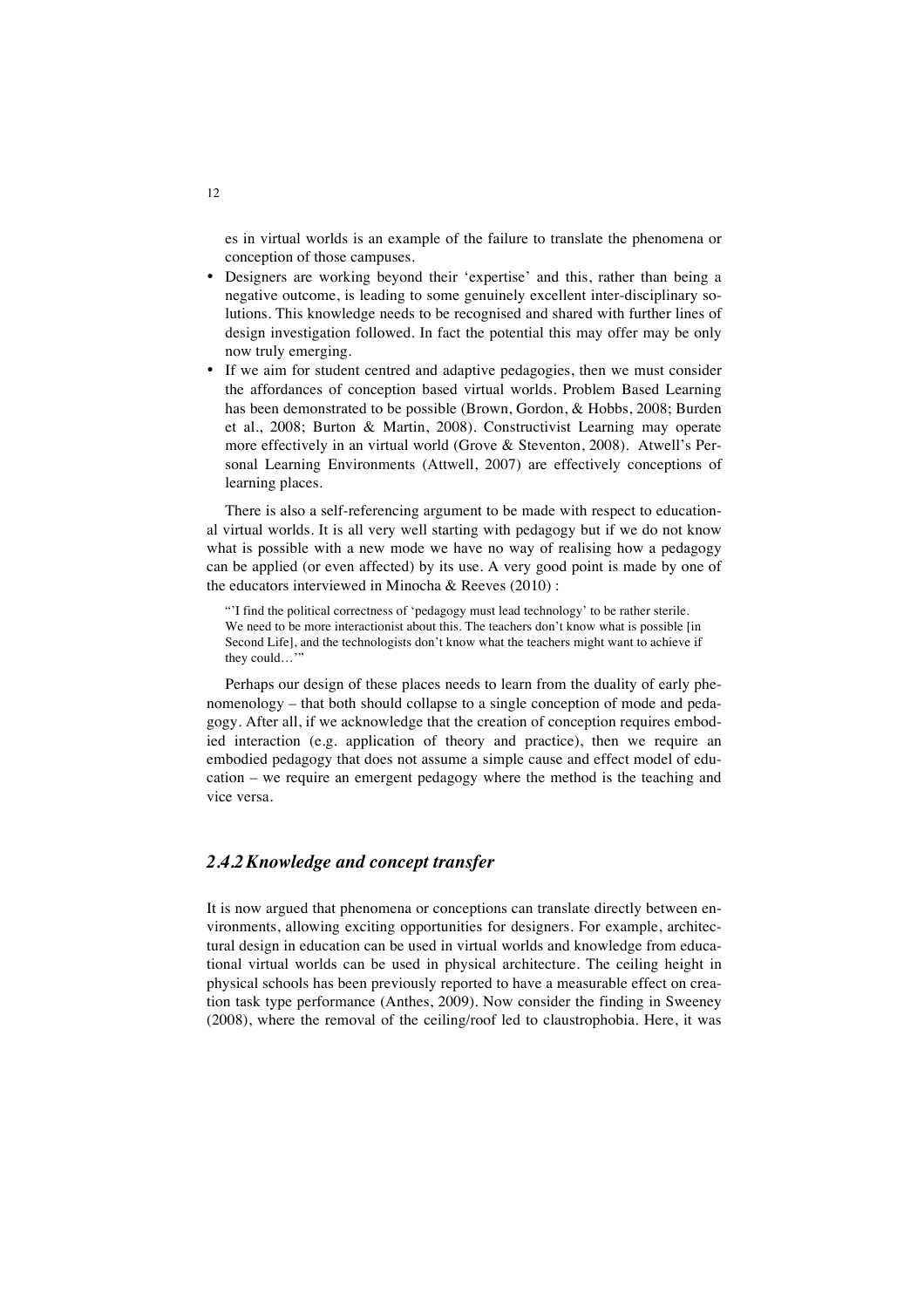es in virtual worlds is an example of the failure to translate the phenomena or conception of those campuses.

- Designers are working beyond their 'expertise' and this, rather than being a negative outcome, is leading to some genuinely excellent inter-disciplinary solutions. This knowledge needs to be recognised and shared with further lines of design investigation followed. In fact the potential this may offer may be only now truly emerging.
- If we aim for student centred and adaptive pedagogies, then we must consider the affordances of conception based virtual worlds. Problem Based Learning has been demonstrated to be possible (Brown, Gordon, & Hobbs, 2008; Burden et al., 2008; Burton & Martin, 2008). Constructivist Learning may operate more effectively in an virtual world (Grove & Steventon, 2008). Atwell's Personal Learning Environments (Attwell, 2007) are effectively conceptions of learning places.

There is also a self-referencing argument to be made with respect to educational virtual worlds. It is all very well starting with pedagogy but if we do not know what is possible with a new mode we have no way of realising how a pedagogy can be applied (or even affected) by its use. A very good point is made by one of the educators interviewed in Minocha & Reeves (2010) :

> "'I find the political correctness of 'pedagogy must lead technology' to be rather sterile. We need to be more interactionist about this. The teachers don't know what is possible [in Second Life], and the technologists don't know what the teachers might want to achieve if they could…'"

Perhaps our design of these places needs to learn from the duality of early phenomenology – that both should collapse to a single conception of mode and pedagogy. After all, if we acknowledge that the creation of conception requires embodied interaction (e.g. application of theory and practice), then we require an embodied pedagogy that does not assume a simple cause and effect model of education – we require an emergent pedagogy where the method is the teaching and vice versa.

### *2.4.2 Knowledge and concept transfer*

It is now argued that phenomena or conceptions can translate directly between environments, allowing exciting opportunities for designers. For example, architectural design in education can be used in virtual worlds and knowledge from educational virtual worlds can be used in physical architecture. The ceiling height in physical schools has been previously reported to have a measurable effect on creation task type performance (Anthes, 2009). Now consider the finding in Sweeney (2008), where the removal of the ceiling/roof led to claustrophobia. Here, it was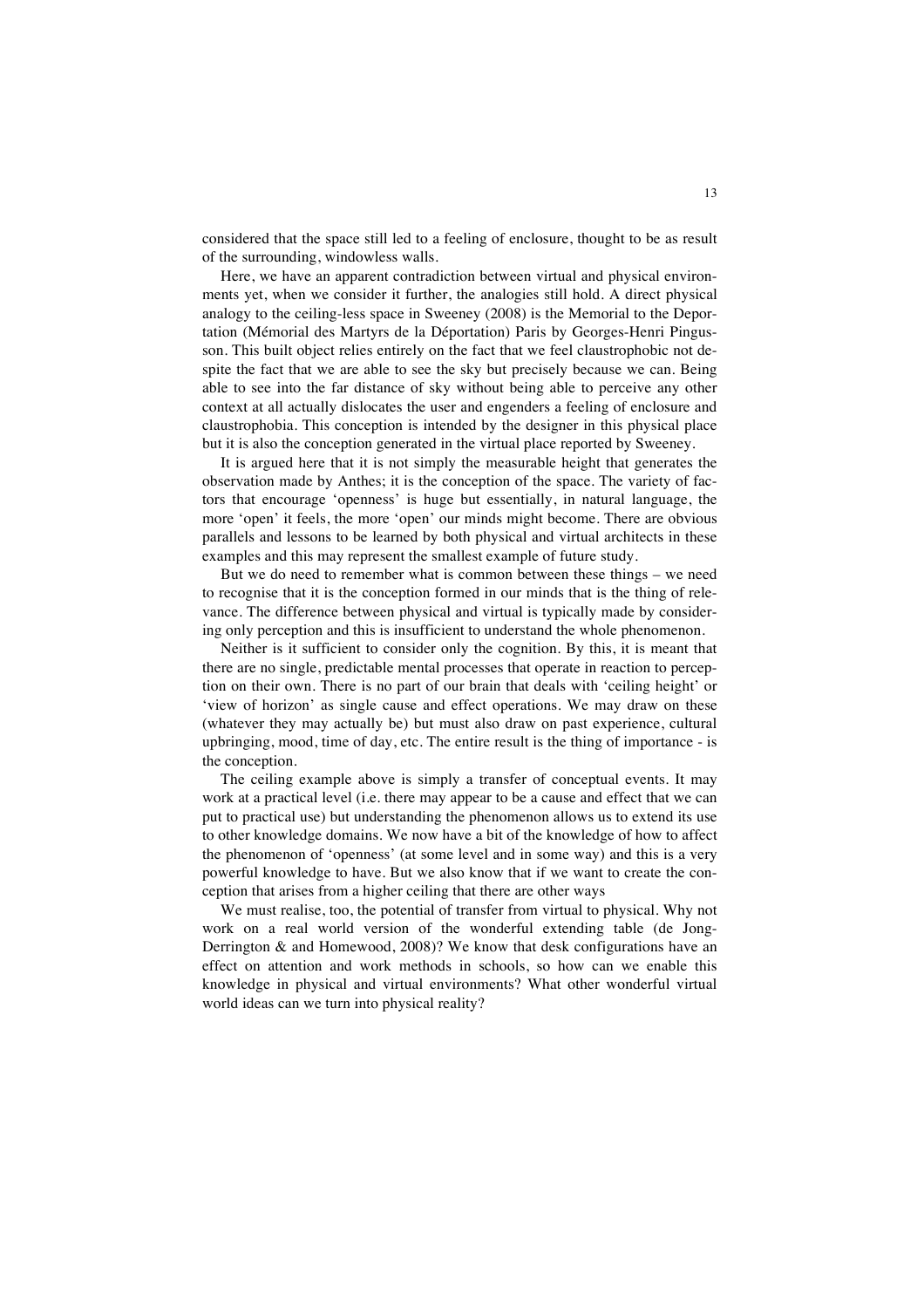considered that the space still led to a feeling of enclosure, thought to be as result of the surrounding, windowless walls.

Here, we have an apparent contradiction between virtual and physical environments yet, when we consider it further, the analogies still hold. A direct physical analogy to the ceiling-less space in Sweeney (2008) is the Memorial to the Deportation (Mémorial des Martyrs de la Déportation) Paris by Georges-Henri Pingusson. This built object relies entirely on the fact that we feel claustrophobic not despite the fact that we are able to see the sky but precisely because we can. Being able to see into the far distance of sky without being able to perceive any other context at all actually dislocates the user and engenders a feeling of enclosure and claustrophobia. This conception is intended by the designer in this physical place but it is also the conception generated in the virtual place reported by Sweeney.

It is argued here that it is not simply the measurable height that generates the observation made by Anthes; it is the conception of the space. The variety of factors that encourage 'openness' is huge but essentially, in natural language, the more 'open' it feels, the more 'open' our minds might become. There are obvious parallels and lessons to be learned by both physical and virtual architects in these examples and this may represent the smallest example of future study.

But we do need to remember what is common between these things – we need to recognise that it is the conception formed in our minds that is the thing of relevance. The difference between physical and virtual is typically made by considering only perception and this is insufficient to understand the whole phenomenon.

Neither is it sufficient to consider only the cognition. By this, it is meant that there are no single, predictable mental processes that operate in reaction to perception on their own. There is no part of our brain that deals with 'ceiling height' or 'view of horizon' as single cause and effect operations. We may draw on these (whatever they may actually be) but must also draw on past experience, cultural upbringing, mood, time of day, etc. The entire result is the thing of importance - is the conception.

The ceiling example above is simply a transfer of conceptual events. It may work at a practical level (i.e. there may appear to be a cause and effect that we can put to practical use) but understanding the phenomenon allows us to extend its use to other knowledge domains. We now have a bit of the knowledge of how to affect the phenomenon of 'openness' (at some level and in some way) and this is a very powerful knowledge to have. But we also know that if we want to create the conception that arises from a higher ceiling that there are other ways

We must realise, too, the potential of transfer from virtual to physical. Why not work on a real world version of the wonderful extending table (de Jong-Derrington & and Homewood, 2008)? We know that desk configurations have an effect on attention and work methods in schools, so how can we enable this knowledge in physical and virtual environments? What other wonderful virtual world ideas can we turn into physical reality?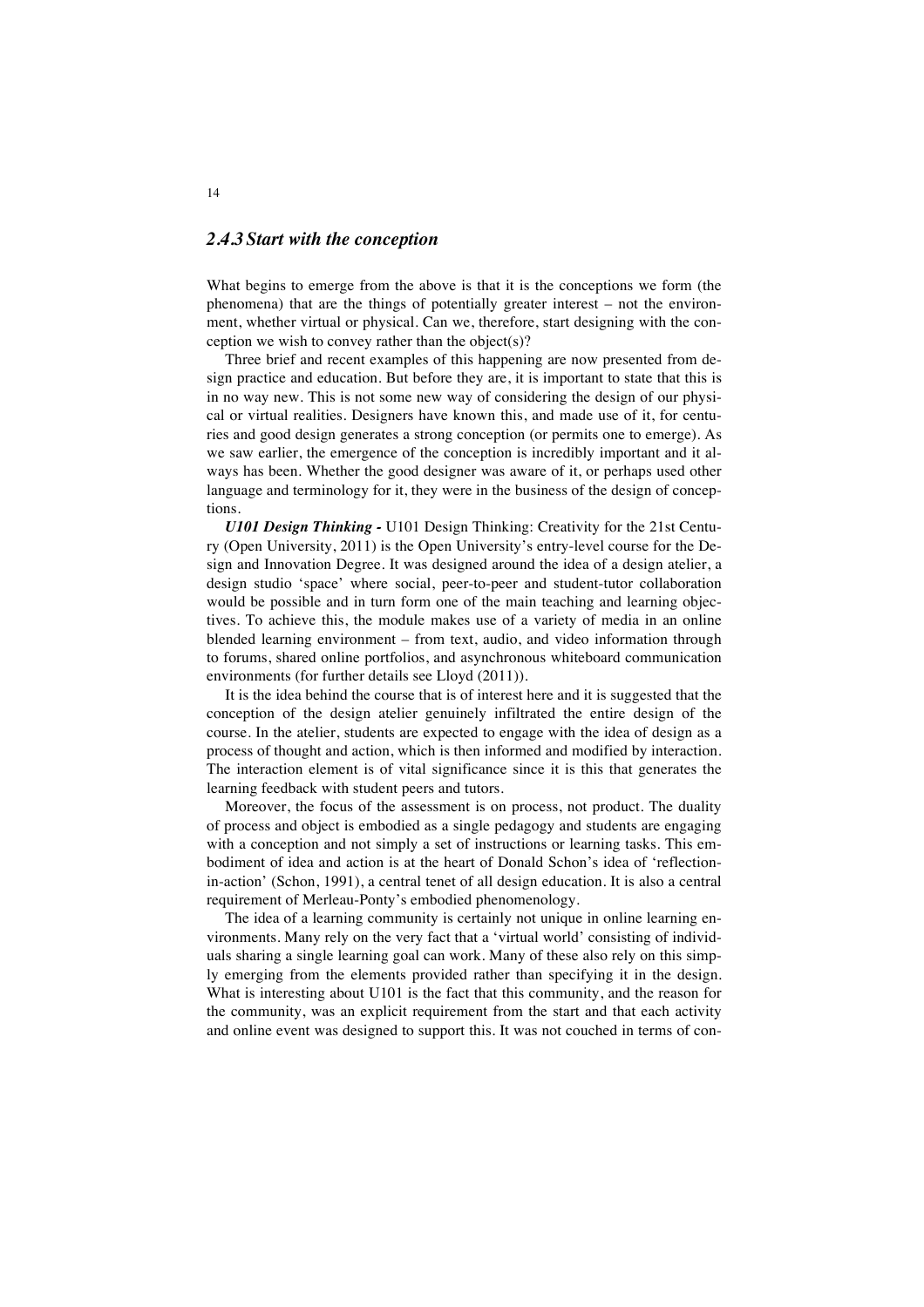### *2.4.3 Start with the conception*

What begins to emerge from the above is that it is the conceptions we form (the phenomena) that are the things of potentially greater interest – not the environment, whether virtual or physical. Can we, therefore, start designing with the conception we wish to convey rather than the object(s)?

Three brief and recent examples of this happening are now presented from design practice and education. But before they are, it is important to state that this is in no way new. This is not some new way of considering the design of our physical or virtual realities. Designers have known this, and made use of it, for centuries and good design generates a strong conception (or permits one to emerge). As we saw earlier, the emergence of the conception is incredibly important and it always has been. Whether the good designer was aware of it, or perhaps used other language and terminology for it, they were in the business of the design of conceptions.

***U101 Design Thinking -*** U101 Design Thinking: Creativity for the 21st Century (Open University, 2011) is the Open University's entry-level course for the Design and Innovation Degree. It was designed around the idea of a design atelier, a design studio 'space' where social, peer-to-peer and student-tutor collaboration would be possible and in turn form one of the main teaching and learning objectives. To achieve this, the module makes use of a variety of media in an online blended learning environment – from text, audio, and video information through to forums, shared online portfolios, and asynchronous whiteboard communication environments (for further details see Lloyd (2011)).

It is the idea behind the course that is of interest here and it is suggested that the conception of the design atelier genuinely infiltrated the entire design of the course. In the atelier, students are expected to engage with the idea of design as a process of thought and action, which is then informed and modified by interaction. The interaction element is of vital significance since it is this that generates the learning feedback with student peers and tutors.

Moreover, the focus of the assessment is on process, not product. The duality of process and object is embodied as a single pedagogy and students are engaging with a conception and not simply a set of instructions or learning tasks. This embodiment of idea and action is at the heart of Donald Schon's idea of 'reflection-in-action' (Schon, 1991), a central tenet of all design education. It is also a central requirement of Merleau-Ponty's embodied phenomenology.

The idea of a learning community is certainly not unique in online learning environments. Many rely on the very fact that a 'virtual world' consisting of individuals sharing a single learning goal can work. Many of these also rely on this simply emerging from the elements provided rather than specifying it in the design. What is interesting about U101 is the fact that this community, and the reason for the community, was an explicit requirement from the start and that each activity and online event was designed to support this. It was not couched in terms of con-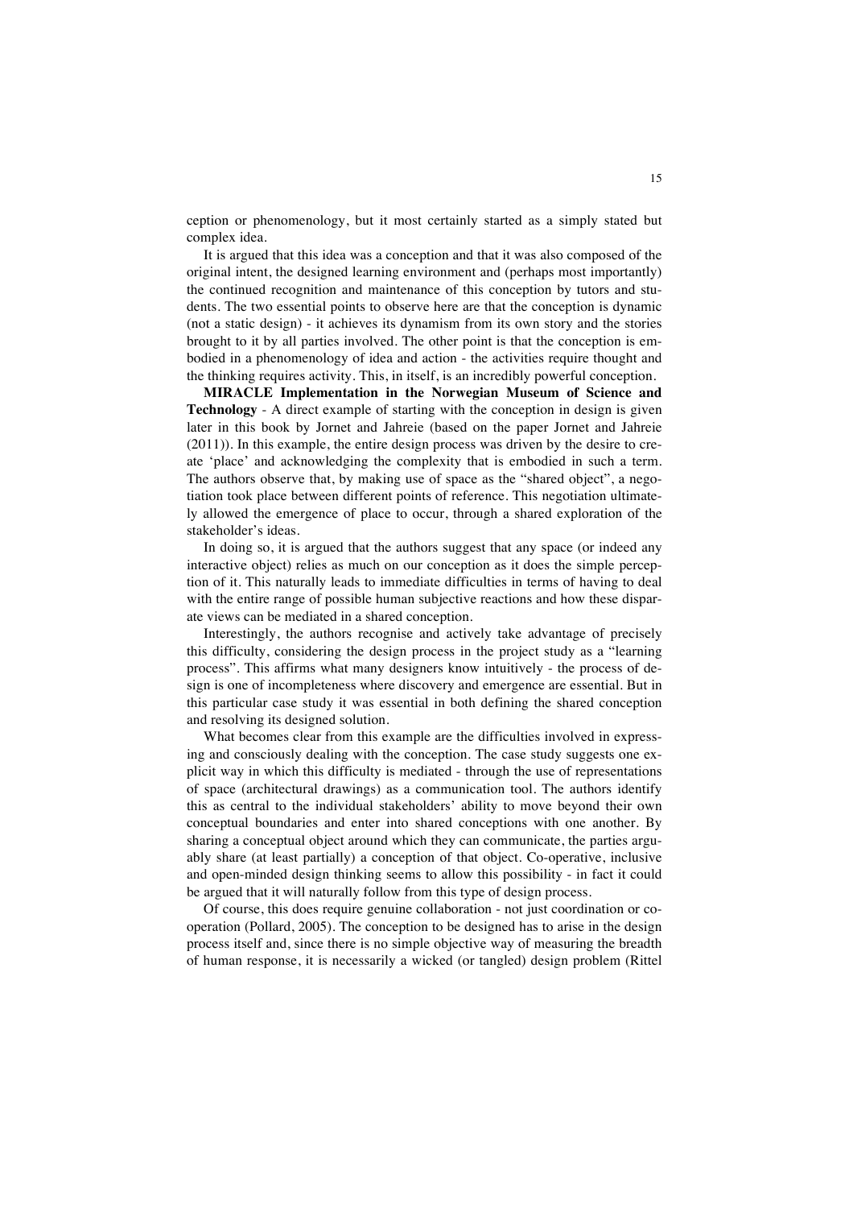ception or phenomenology, but it most certainly started as a simply stated but complex idea.

It is argued that this idea was a conception and that it was also composed of the original intent, the designed learning environment and (perhaps most importantly) the continued recognition and maintenance of this conception by tutors and students. The two essential points to observe here are that the conception is dynamic (not a static design) - it achieves its dynamism from its own story and the stories brought to it by all parties involved. The other point is that the conception is embodied in a phenomenology of idea and action - the activities require thought and the thinking requires activity. This, in itself, is an incredibly powerful conception.

**MIRACLE Implementation in the Norwegian Museum of Science and Technology** - A direct example of starting with the conception in design is given later in this book by Jornet and Jahreie (based on the paper Jornet and Jahreie (2011)). In this example, the entire design process was driven by the desire to create 'place' and acknowledging the complexity that is embodied in such a term. The authors observe that, by making use of space as the "shared object", a negotiation took place between different points of reference. This negotiation ultimately allowed the emergence of place to occur, through a shared exploration of the stakeholder's ideas.

In doing so, it is argued that the authors suggest that any space (or indeed any interactive object) relies as much on our conception as it does the simple perception of it. This naturally leads to immediate difficulties in terms of having to deal with the entire range of possible human subjective reactions and how these disparate views can be mediated in a shared conception.

Interestingly, the authors recognise and actively take advantage of precisely this difficulty, considering the design process in the project study as a "learning process". This affirms what many designers know intuitively - the process of design is one of incompleteness where discovery and emergence are essential. But in this particular case study it was essential in both defining the shared conception and resolving its designed solution.

What becomes clear from this example are the difficulties involved in expressing and consciously dealing with the conception. The case study suggests one explicit way in which this difficulty is mediated - through the use of representations of space (architectural drawings) as a communication tool. The authors identify this as central to the individual stakeholders' ability to move beyond their own conceptual boundaries and enter into shared conceptions with one another. By sharing a conceptual object around which they can communicate, the parties arguably share (at least partially) a conception of that object. Co-operative, inclusive and open-minded design thinking seems to allow this possibility - in fact it could be argued that it will naturally follow from this type of design process.

Of course, this does require genuine collaboration - not just coordination or cooperation (Pollard, 2005). The conception to be designed has to arise in the design process itself and, since there is no simple objective way of measuring the breadth of human response, it is necessarily a wicked (or tangled) design problem (Rittel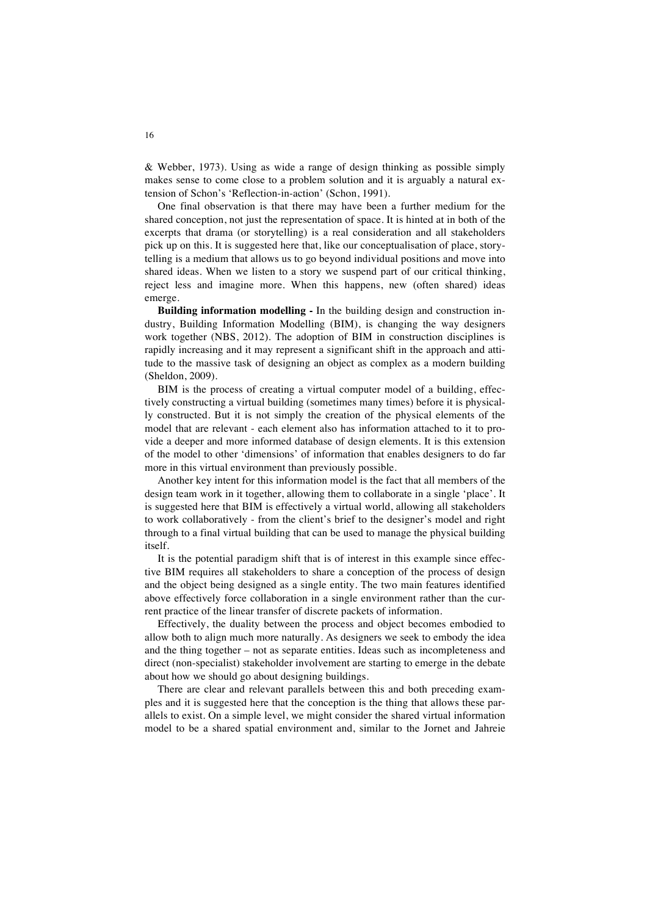& Webber, 1973). Using as wide a range of design thinking as possible simply makes sense to come close to a problem solution and it is arguably a natural extension of Schon's 'Reflection-in-action' (Schon, 1991).

One final observation is that there may have been a further medium for the shared conception, not just the representation of space. It is hinted at in both of the excerpts that drama (or storytelling) is a real consideration and all stakeholders pick up on this. It is suggested here that, like our conceptualisation of place, storytelling is a medium that allows us to go beyond individual positions and move into shared ideas. When we listen to a story we suspend part of our critical thinking, reject less and imagine more. When this happens, new (often shared) ideas emerge.

**Building information modelling -** In the building design and construction industry, Building Information Modelling (BIM), is changing the way designers work together (NBS, 2012). The adoption of BIM in construction disciplines is rapidly increasing and it may represent a significant shift in the approach and attitude to the massive task of designing an object as complex as a modern building (Sheldon, 2009).

BIM is the process of creating a virtual computer model of a building, effectively constructing a virtual building (sometimes many times) before it is physically constructed. But it is not simply the creation of the physical elements of the model that are relevant - each element also has information attached to it to provide a deeper and more informed database of design elements. It is this extension of the model to other 'dimensions' of information that enables designers to do far more in this virtual environment than previously possible.

Another key intent for this information model is the fact that all members of the design team work in it together, allowing them to collaborate in a single 'place'. It is suggested here that BIM is effectively a virtual world, allowing all stakeholders to work collaboratively - from the client's brief to the designer's model and right through to a final virtual building that can be used to manage the physical building itself.

It is the potential paradigm shift that is of interest in this example since effective BIM requires all stakeholders to share a conception of the process of design and the object being designed as a single entity. The two main features identified above effectively force collaboration in a single environment rather than the current practice of the linear transfer of discrete packets of information.

Effectively, the duality between the process and object becomes embodied to allow both to align much more naturally. As designers we seek to embody the idea and the thing together – not as separate entities. Ideas such as incompleteness and direct (non-specialist) stakeholder involvement are starting to emerge in the debate about how we should go about designing buildings.

There are clear and relevant parallels between this and both preceding examples and it is suggested here that the conception is the thing that allows these parallels to exist. On a simple level, we might consider the shared virtual information model to be a shared spatial environment and, similar to the Jornet and Jahreie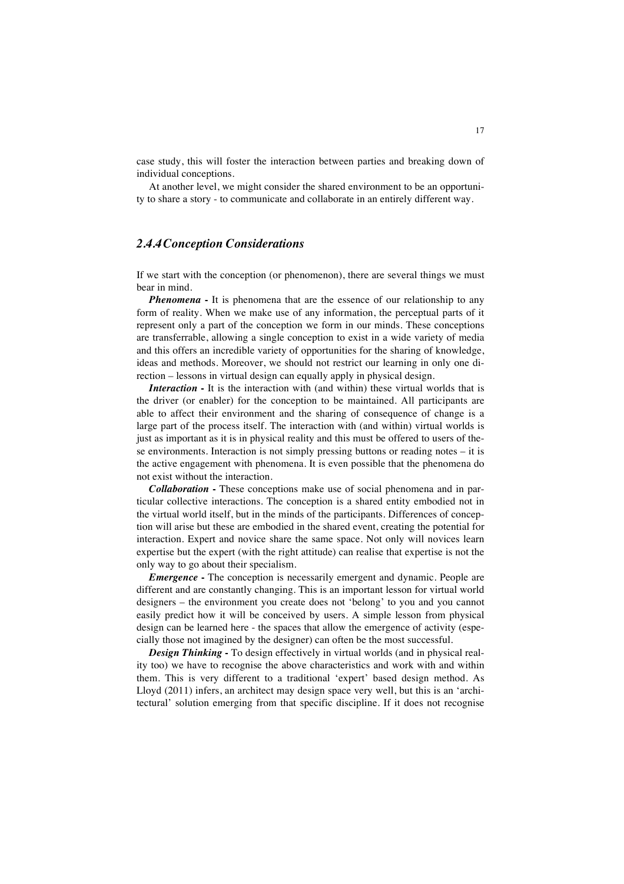case study, this will foster the interaction between parties and breaking down of individual conceptions.

At another level, we might consider the shared environment to be an opportunity to share a story - to communicate and collaborate in an entirely different way.

### *2.4.4 Conception Considerations*

If we start with the conception (or phenomenon), there are several things we must bear in mind.

***Phenomena*** **-** It is phenomena that are the essence of our relationship to any form of reality. When we make use of any information, the perceptual parts of it represent only a part of the conception we form in our minds. These conceptions are transferrable, allowing a single conception to exist in a wide variety of media and this offers an incredible variety of opportunities for the sharing of knowledge, ideas and methods. Moreover, we should not restrict our learning in only one direction – lessons in virtual design can equally apply in physical design.

***Interaction*** **-** It is the interaction with (and within) these virtual worlds that is the driver (or enabler) for the conception to be maintained. All participants are able to affect their environment and the sharing of consequence of change is a large part of the process itself. The interaction with (and within) virtual worlds is just as important as it is in physical reality and this must be offered to users of these environments. Interaction is not simply pressing buttons or reading notes – it is the active engagement with phenomena. It is even possible that the phenomena do not exist without the interaction.

***Collaboration*** **-** These conceptions make use of social phenomena and in particular collective interactions. The conception is a shared entity embodied not in the virtual world itself, but in the minds of the participants. Differences of conception will arise but these are embodied in the shared event, creating the potential for interaction. Expert and novice share the same space. Not only will novices learn expertise but the expert (with the right attitude) can realise that expertise is not the only way to go about their specialism.

***Emergence*** **-** The conception is necessarily emergent and dynamic. People are different and are constantly changing. This is an important lesson for virtual world designers – the environment you create does not 'belong' to you and you cannot easily predict how it will be conceived by users. A simple lesson from physical design can be learned here - the spaces that allow the emergence of activity (especially those not imagined by the designer) can often be the most successful.

***Design Thinking*** **-** To design effectively in virtual worlds (and in physical reality too) we have to recognise the above characteristics and work with and within them. This is very different to a traditional 'expert' based design method. As Lloyd (2011) infers, an architect may design space very well, but this is an 'architectural' solution emerging from that specific discipline. If it does not recognise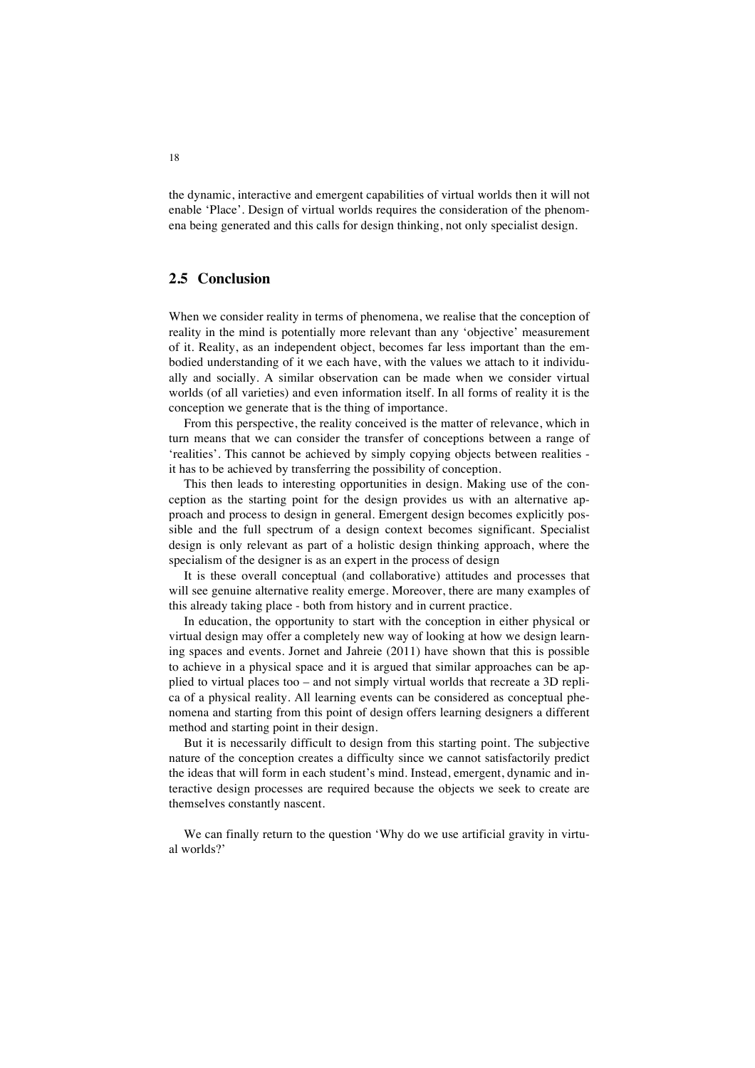the dynamic, interactive and emergent capabilities of virtual worlds then it will not enable 'Place'. Design of virtual worlds requires the consideration of the phenomena being generated and this calls for design thinking, not only specialist design.

## 2.5 Conclusion

When we consider reality in terms of phenomena, we realise that the conception of reality in the mind is potentially more relevant than any 'objective' measurement of it. Reality, as an independent object, becomes far less important than the embodied understanding of it we each have, with the values we attach to it individually and socially. A similar observation can be made when we consider virtual worlds (of all varieties) and even information itself. In all forms of reality it is the conception we generate that is the thing of importance.

From this perspective, the reality conceived is the matter of relevance, which in turn means that we can consider the transfer of conceptions between a range of 'realities'. This cannot be achieved by simply copying objects between realities - it has to be achieved by transferring the possibility of conception.

This then leads to interesting opportunities in design. Making use of the conception as the starting point for the design provides us with an alternative approach and process to design in general. Emergent design becomes explicitly possible and the full spectrum of a design context becomes significant. Specialist design is only relevant as part of a holistic design thinking approach, where the specialism of the designer is as an expert in the process of design

It is these overall conceptual (and collaborative) attitudes and processes that will see genuine alternative reality emerge. Moreover, there are many examples of this already taking place - both from history and in current practice.

In education, the opportunity to start with the conception in either physical or virtual design may offer a completely new way of looking at how we design learning spaces and events. Jornet and Jahreie (2011) have shown that this is possible to achieve in a physical space and it is argued that similar approaches can be applied to virtual places too – and not simply virtual worlds that recreate a 3D replica of a physical reality. All learning events can be considered as conceptual phenomena and starting from this point of design offers learning designers a different method and starting point in their design.

But it is necessarily difficult to design from this starting point. The subjective nature of the conception creates a difficulty since we cannot satisfactorily predict the ideas that will form in each student's mind. Instead, emergent, dynamic and interactive design processes are required because the objects we seek to create are themselves constantly nascent.

We can finally return to the question 'Why do we use artificial gravity in virtual worlds?'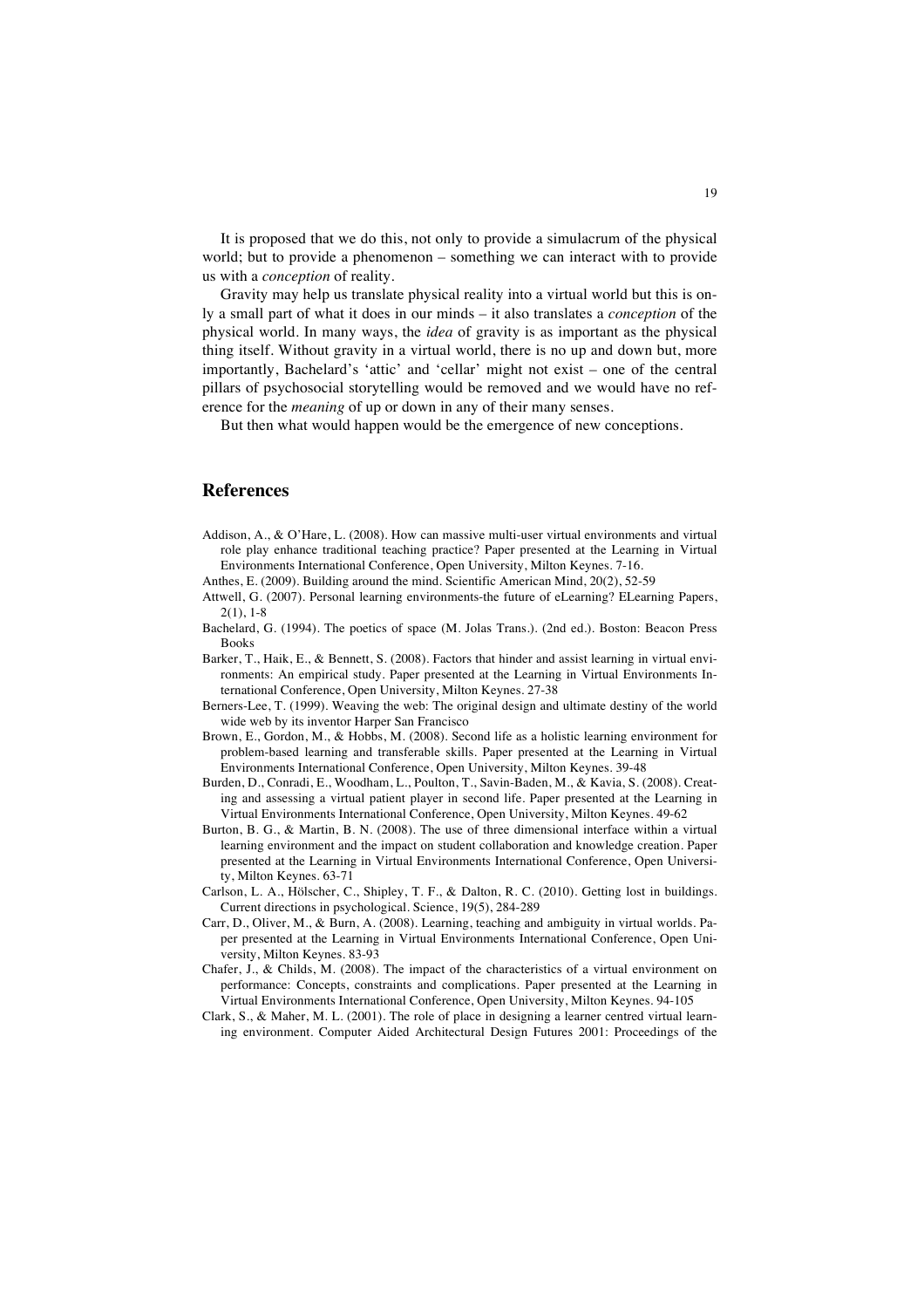It is proposed that we do this, not only to provide a simulacrum of the physical world; but to provide a phenomenon – something we can interact with to provide us with a *conception* of reality.

Gravity may help us translate physical reality into a virtual world but this is only a small part of what it does in our minds – it also translates a *conception* of the physical world. In many ways, the *idea* of gravity is as important as the physical thing itself. Without gravity in a virtual world, there is no up and down but, more importantly, Bachelard's 'attic' and 'cellar' might not exist – one of the central pillars of psychosocial storytelling would be removed and we would have no reference for the *meaning* of up or down in any of their many senses.

But then what would happen would be the emergence of new conceptions.

## References

Addison, A., & O'Hare, L. (2008). How can massive multi-user virtual environments and virtual role play enhance traditional teaching practice? Paper presented at the Learning in Virtual Environments International Conference, Open University, Milton Keynes. 7-16.

Anthes, E. (2009). Building around the mind. Scientific American Mind, 20(2), 52-59

Attwell, G. (2007). Personal learning environments-the future of eLearning? ELearning Papers, 2(1), 1-8

Bachelard, G. (1994). The poetics of space (M. Jolas Trans.). (2nd ed.). Boston: Beacon Press Books

Barker, T., Haik, E., & Bennett, S. (2008). Factors that hinder and assist learning in virtual environments: An empirical study. Paper presented at the Learning in Virtual Environments International Conference, Open University, Milton Keynes. 27-38

Berners-Lee, T. (1999). Weaving the web: The original design and ultimate destiny of the world wide web by its inventor Harper San Francisco

Brown, E., Gordon, M., & Hobbs, M. (2008). Second life as a holistic learning environment for problem-based learning and transferable skills. Paper presented at the Learning in Virtual Environments International Conference, Open University, Milton Keynes. 39-48

Burden, D., Conradi, E., Woodham, L., Poulton, T., Savin-Baden, M., & Kavia, S. (2008). Creating and assessing a virtual patient player in second life. Paper presented at the Learning in Virtual Environments International Conference, Open University, Milton Keynes. 49-62

Burton, B. G., & Martin, B. N. (2008). The use of three dimensional interface within a virtual learning environment and the impact on student collaboration and knowledge creation. Paper presented at the Learning in Virtual Environments International Conference, Open University, Milton Keynes. 63-71

Carlson, L. A., Hölscher, C., Shipley, T. F., & Dalton, R. C. (2010). Getting lost in buildings. Current directions in psychological. Science, 19(5), 284-289

Carr, D., Oliver, M., & Burn, A. (2008). Learning, teaching and ambiguity in virtual worlds. Paper presented at the Learning in Virtual Environments International Conference, Open University, Milton Keynes. 83-93

Chafer, J., & Childs, M. (2008). The impact of the characteristics of a virtual environment on performance: Concepts, constraints and complications. Paper presented at the Learning in Virtual Environments International Conference, Open University, Milton Keynes. 94-105

Clark, S., & Maher, M. L. (2001). The role of place in designing a learner centred virtual learning environment. Computer Aided Architectural Design Futures 2001: Proceedings of the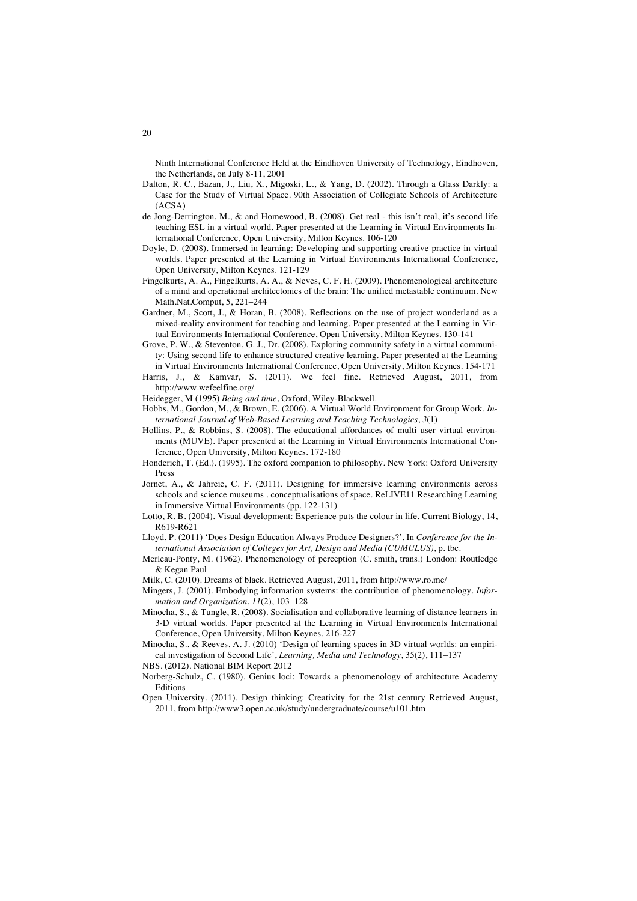Ninth International Conference Held at the Eindhoven University of Technology, Eindhoven, the Netherlands, on July 8-11, 2001

Dalton, R. C., Bazan, J., Liu, X., Migoski, L., & Yang, D. (2002). Through a Glass Darkly: a Case for the Study of Virtual Space. 90th Association of Collegiate Schools of Architecture (ACSA)

de Jong-Derrington, M., & and Homewood, B. (2008). Get real - this isn't real, it's second life teaching ESL in a virtual world. Paper presented at the Learning in Virtual Environments International Conference, Open University, Milton Keynes. 106-120

Doyle, D. (2008). Immersed in learning: Developing and supporting creative practice in virtual worlds. Paper presented at the Learning in Virtual Environments International Conference, Open University, Milton Keynes. 121-129

Fingelkurts, A. A., Fingelkurts, A. A., & Neves, C. F. H. (2009). Phenomenological architecture of a mind and operational architectonics of the brain: The unified metastable continuum. New Math.Nat.Comput, 5, 221–244

Gardner, M., Scott, J., & Horan, B. (2008). Reflections on the use of project wonderland as a mixed-reality environment for teaching and learning. Paper presented at the Learning in Virtual Environments International Conference, Open University, Milton Keynes. 130-141

Grove, P. W., & Steventon, G. J., Dr. (2008). Exploring community safety in a virtual community: Using second life to enhance structured creative learning. Paper presented at the Learning in Virtual Environments International Conference, Open University, Milton Keynes. 154-171

Harris, J., & Kamvar, S. (2011). We feel fine. Retrieved August, 2011, from http://www.wefeelfine.org/

Heidegger, M (1995) *Being and time*, Oxford, Wiley-Blackwell.

Hobbs, M., Gordon, M., & Brown, E. (2006). A Virtual World Environment for Group Work. *International Journal of Web-Based Learning and Teaching Technologies*, *3*(1)

Hollins, P., & Robbins, S. (2008). The educational affordances of multi user virtual environments (MUVE). Paper presented at the Learning in Virtual Environments International Conference, Open University, Milton Keynes. 172-180

Honderich, T. (Ed.). (1995). The oxford companion to philosophy. New York: Oxford University Press

Jornet, A., & Jahreie, C. F. (2011). Designing for immersive learning environments across schools and science museums . conceptualisations of space. ReLIVE11 Researching Learning in Immersive Virtual Environments (pp. 122-131)

Lotto, R. B. (2004). Visual development: Experience puts the colour in life. Current Biology, 14, R619-R621

Lloyd, P. (2011) 'Does Design Education Always Produce Designers?', In *Conference for the International Association of Colleges for Art, Design and Media (CUMULUS)*, p. tbc.

Merleau-Ponty, M. (1962). Phenomenology of perception (C. smith, trans.) London: Routledge & Kegan Paul

Milk, C. (2010). Dreams of black. Retrieved August, 2011, from http://www.ro.me/

Mingers, J. (2001). Embodying information systems: the contribution of phenomenology. *Information and Organization*, *11*(2), 103–128

Minocha, S., & Tungle, R. (2008). Socialisation and collaborative learning of distance learners in 3-D virtual worlds. Paper presented at the Learning in Virtual Environments International Conference, Open University, Milton Keynes. 216-227

Minocha, S., & Reeves, A. J. (2010) 'Design of learning spaces in 3D virtual worlds: an empirical investigation of Second Life', *Learning, Media and Technology*, 35(2), 111–137

NBS. (2012). National BIM Report 2012

Norberg-Schulz, C. (1980). Genius loci: Towards a phenomenology of architecture Academy Editions

Open University. (2011). Design thinking: Creativity for the 21st century Retrieved August, 2011, from http://www3.open.ac.uk/study/undergraduate/course/u101.htm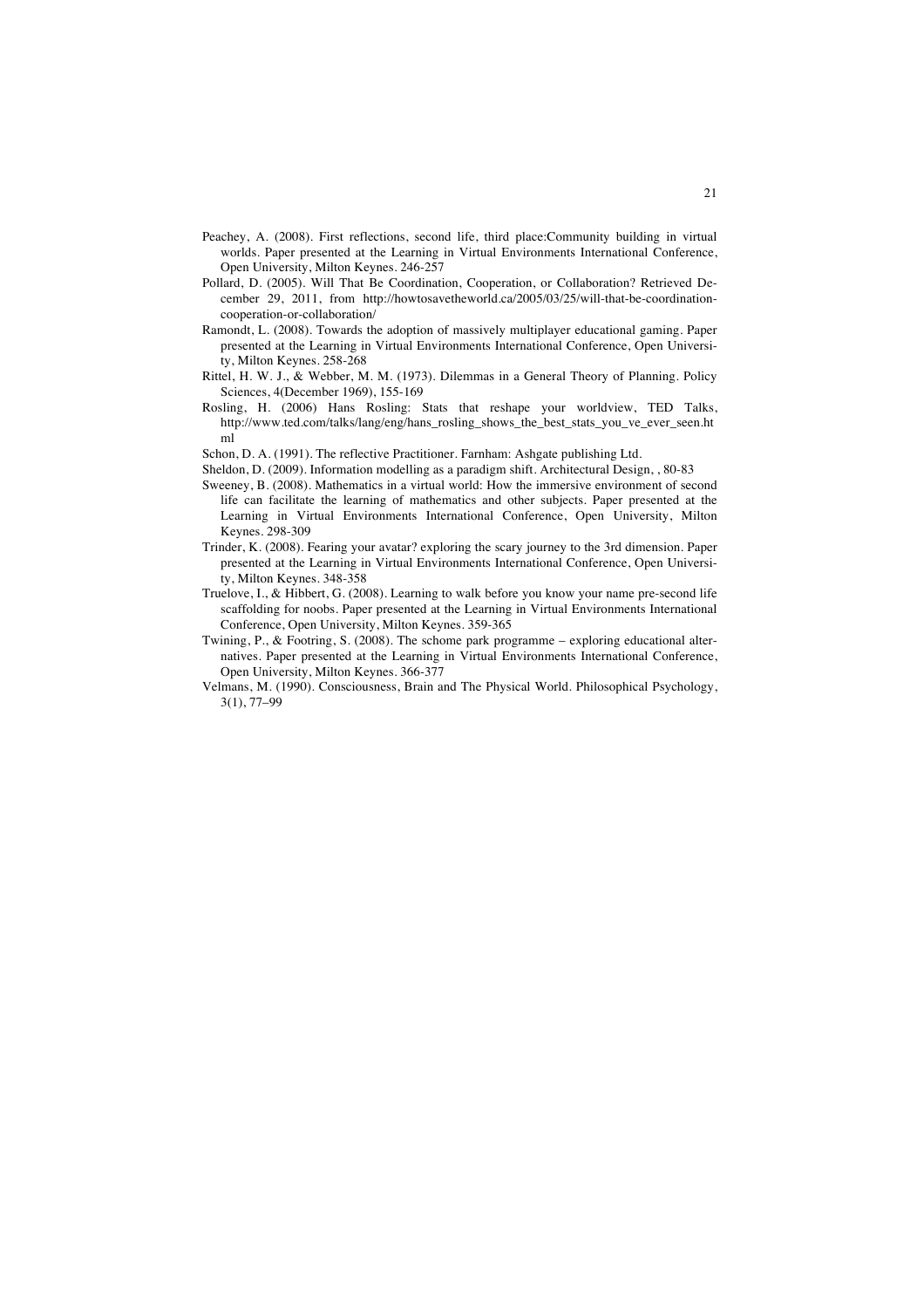Peachey, A. (2008). First reflections, second life, third place:Community building in virtual worlds. Paper presented at the Learning in Virtual Environments International Conference, Open University, Milton Keynes. 246-257

Pollard, D. (2005). Will That Be Coordination, Cooperation, or Collaboration? Retrieved December 29, 2011, from http://howtosavetheworld.ca/2005/03/25/will-that-be-coordination-cooperation-or-collaboration/

Ramondt, L. (2008). Towards the adoption of massively multiplayer educational gaming. Paper presented at the Learning in Virtual Environments International Conference, Open University, Milton Keynes. 258-268

Rittel, H. W. J., & Webber, M. M. (1973). Dilemmas in a General Theory of Planning. Policy Sciences, 4(December 1969), 155-169

Rosling, H. (2006) Hans Rosling: Stats that reshape your worldview, TED Talks, http://www.ted.com/talks/lang/eng/hans_rosling_shows_the_best_stats_you_ve_ever_seen.html

Schon, D. A. (1991). The reflective Practitioner. Farnham: Ashgate publishing Ltd.

Sheldon, D. (2009). Information modelling as a paradigm shift. Architectural Design, , 80-83

Sweeney, B. (2008). Mathematics in a virtual world: How the immersive environment of second life can facilitate the learning of mathematics and other subjects. Paper presented at the Learning in Virtual Environments International Conference, Open University, Milton Keynes. 298-309

Trinder, K. (2008). Fearing your avatar? exploring the scary journey to the 3rd dimension. Paper presented at the Learning in Virtual Environments International Conference, Open University, Milton Keynes. 348-358

Truelove, I., & Hibbert, G. (2008). Learning to walk before you know your name pre-second life scaffolding for noobs. Paper presented at the Learning in Virtual Environments International Conference, Open University, Milton Keynes. 359-365

Twining, P., & Footring, S. (2008). The schome park programme – exploring educational alternatives. Paper presented at the Learning in Virtual Environments International Conference, Open University, Milton Keynes. 366-377

Velmans, M. (1990). Consciousness, Brain and The Physical World. Philosophical Psychology, 3(1), 77–99